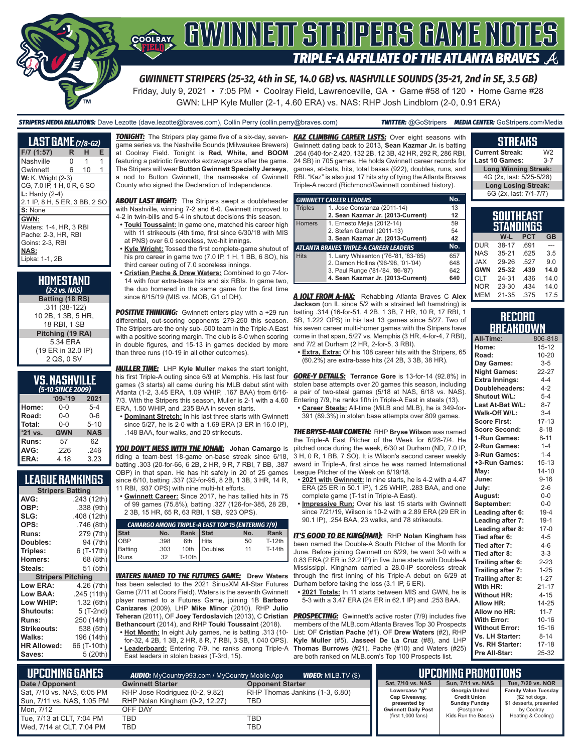# GWINNETT STRIPERS GAME NOTES

## TRIPLE-A AFFILIATE OF THE ATLANTA BRAVES

**GWINNETT STRIPERS (25-32, 4th in SE, 14.0 GB) vs. NASHVILLE SOUNDS (35-21, 2nd in SE, 3.5 GB)**

Friday, July 9, 2021 • 7:05 PM • Coolray Field, Lawrenceville, GA • Game #58 of 120 • Home Game #28

GWN: LHP Kyle Muller (2-1, 4.60 ERA) vs. NAS: RHP Josh Lindblom (2-0, 0.91 ERA)

**STRIPERS MEDIA RELATIONS:** Dave Lezotte (dave.lezotte@braves.com), Collin Perry (collin.perry@braves.com) **TWITTER:** @GoStripers **MEDIA CENTER:** GoStripers.com/Media

## LAST GAME (7/8-G2)

| F/7 (1:57) | R | H | E |
|---|---|---|---|
| Nashville | 0 | 1 | 1 |
| Gwinnett | 6 | 10 | 1 |

**W:** K. Wright (2-3)
CG, 7.0 IP, 1 H, 0 R, 6 SO

**L:** Hardy (2-4)
2.1 IP, 8 H, 5 ER, 3 BB, 2 SO

**S:** None

**GWN:**
Waters: 1-4, HR, 3 RBI
Pache: 2-3, HR, RBI
Goins: 2-3, RBI

**NAS:**
Lipka: 1-1, 2B

## HOMESTAND (2-2 vs. NAS)

**Batting (18 RS)**
.311 (38-122)
10 2B, 1 3B, 5 HR,
18 RBI, 1 SB

**Pitching (19 RA)**
5.34 ERA
(19 ER in 32.0 IP)
2 QS, 0 SV

## VS. NASHVILLE (5-10 SINCE 2009)

| | '09-'19 | 2021 |
|---|---|---|
| Home: | 0-0 | 5-4 |
| Road: | 0-0 | 0-6 |
| Total: | 0-0 | 5-10 |
| '21 vs. | GWN | NAS |
| Runs: | 57 | 62 |
| AVG: | .226 | .246 |
| ERA: | 4.18 | 3.23 |

## LEAGUE RANKINGS

| Stripers Batting | |
|---|---|
| AVG: | .243 (12th) |
| OBP: | .338 (9th) |
| SLG: | .408 (12th) |
| OPS: | .746 (8th) |
| Runs: | 279 (7th) |
| Doubles: | 94 (7th) |
| Triples: | 6 (T-17th) |
| Homers: | 68 (8th) |
| Steals: | 51 (5th) |
| **Stripers Pitching** | |
| Low ERA: | 4.26 (7th) |
| Low BAA: | .245 (11th) |
| Low WHIP: | 1.32 (6th) |
| Shutouts: | 5 (T-2nd) |
| Runs: | 250 (14th) |
| Strikeouts: | 538 (5th) |
| Walks: | 196 (14th) |
| HR Allowed: | 66 (T-10th) |
| Saves: | 5 (20th) |

**TONIGHT:** The Stripers play game five of a six-day, seven-game series vs. the Nashville Sounds (Milwaukee Brewers) at Coolray Field. Tonight is **Red, White, and BOOM** featuring a patriotic fireworks extravaganza after the game. The Stripers will wear **Button Gwinnett Specialty Jerseys**, a nod to Button Gwinnett, the namesake of Gwinnett County who signed the Declaration of Independence.

**ABOUT LAST NIGHT:** The Stripers swept a doubleheader with Nashville, winning 7-2 and 6-0. Gwinnett improved to 4-2 in twin-bills and 5-4 in shutout decisions this season.
- **Touki Toussaint:** In game one, matched his career high with 11 strikeouts (4th time, first since 6/30/18 with MIS at PNS) over 6.0 scoreless, two-hit innings.
- **Kyle Wright:** Tossed the first complete-game shutout of his pro career in game two (7.0 IP, 1 H, 1 BB, 6 SO), his third career outing of 7.0 scoreless innings.
- **Cristian Pache & Drew Waters:** Combined to go 7-for-14 with four extra-base hits and six RBIs. In game two, the duo homered in the same game for the first time since 6/15/19 (MIS vs. MOB, G1 of DH).

**POSITIVE THINKING:** Gwinnett enters play with a +29 run differential, out-scoring opponents 279-250 this season. The Stripers are the only sub-.500 team in the Triple-A East with a positive scoring margin. The club is 8-0 when scoring in double figures, and 15-13 in games decided by more than three runs (10-19 in all other outcomes).

**MULLER TIME:** LHP **Kyle Muller** makes the start tonight, his first Triple-A outing since 6/9 at Memphis. His last four games (3 starts) all came during his MLB debut stint with Atlanta (1-2, 3.45 ERA, 1.09 WHIP, .167 BAA) from 6/16-7/3. With the Stripers this season, Muller is 2-1 with a 4.60 ERA, 1.50 WHIP, and .235 BAA in seven starts.
- **Dominant Stretch:** In his last three starts with Gwinnett since 5/27, he is 2-0 with a 1.69 ERA (3 ER in 16.0 IP), .148 BAA, four walks, and 20 strikeouts.

**YOU DON'T MESS WITH THE JOHAN:** **Johan Camargo** is riding a team-best 18-game on-base streak since 6/18, batting .303 (20-for-66, 6 2B, 2 HR, 9 R, 7 RBI, 7 BB, .387 OBP) in that span. He has hit safely in 20 of 25 games since 6/10, batting .337 (32-for-95, 8 2B, 1 3B, 3 HR, 14 R, 11 RBI, .937 OPS) with nine multi-hit efforts.
- **Gwinnett Career:** Since 2017, he has tallied hits in 75 of 99 games (75.8%), batting .327 (126-for-385, 28 2B, 2 3B, 15 HR, 65 R, 63 RBI, 1 SB, .923 OPS).

| CAMARGO AMONG TRIPLE-A EAST TOP 15 (ENTERING 7/9) | | | | | |
|---|---|---|---|---|---|
| Stat | No. | Rank | Stat | No. | Rank |
| OBP | .398 | 6th | Hits | 50 | T-12th |
| Batting | .303 | 10th | Doubles | 11 | T-14th |
| Runs | 32 | T-10th | | | |

**WATERS NAMED TO THE FUTURES GAME:** **Drew Waters** has been selected to the 2021 SiriusXM All-Star Futures Game (7/11 at Coors Field). Waters is the seventh Gwinnett player named to a Futures Game, joining 1B **Barbaro Canizares** (2009), LHP **Mike Minor** (2010), RHP **Julio Teheran** (2011), OF **Joey Terdoslavich** (2013), C **Cristian Bethancourt** (2014), and RHP **Touki Toussaint** (2018).
- **Hot Month:** In eight July games, he is batting .313 (10-for-32, 4 2B, 1 3B, 2 HR, 8 R, 7 RBI, 3 SB, 1.040 OPS).
- **Leaderboard:** Entering 7/9, he ranks among Triple-A East leaders in stolen bases (T-3rd, 15).

**KAZ CLIMBING CAREER LISTS:** Over eight seasons with Gwinnett dating back to 2013, **Sean Kazmar Jr.** is batting .264 (640-for-2,420, 132 2B, 12 3B, 42 HR, 292 R, 286 RBI, 24 SB) in 705 games. He holds Gwinnett career records for games, at-bats, hits, total bases (922), doubles, runs, and RBI. "Kaz" is also just 17 hits shy of tying the Atlanta Braves Triple-A record (Richmond/Gwinnett combined history).

| GWINNETT CAREER LEADERS | | No. |
|---|---|---|
| Triples | 1. Jose Constanza (2011-14) | 13 |
| | **2. Sean Kazmar Jr. (2013-Current)** | **12** |
| Homers | 1. Ernesto Mejia (2012-14) | 59 |
| | 2. Stefan Gartrell (2011-13) | 54 |
| | **3. Sean Kazmar Jr. (2013-Current)** | **42** |
| **ATLANTA BRAVES TRIPLE-A CAREER LEADERS** | | **No.** |
| Hits | 1. Larry Whisenton ('76-'81, '83-'85) | 657 |
| | 2. Damon Hollins ('96-'98, '01-'04) | 648 |
| | 3. Paul Runge ('81-'84, '86-'87) | 642 |
| | **4. Sean Kazmar Jr. (2013-Current)** | **640** |

**A JOLT FROM A-JAX:** Rehabbing Atlanta Braves C **Alex Jackson** (on IL since 5/2 with a strained left hamstring) is batting .314 (16-for-51, 4 2B, 1 3B, 7 HR, 10 R, 17 RBI, 1 SB, 1.222 OPS) in his last 13 games since 5/27. Two of his seven career multi-homer games with the Stripers have come in that span, 5/27 vs. Memphis (3 HR, 4-for-4, 7 RBI), and 7/2 at Durham (2 HR, 2-for-5, 3 RBI).
- **Extra, Extra:** Of his 108 career hits with the Stripers, 65 (60.2%) are extra-base hits (24 2B, 3 3B, 38 HR).

**GORE-Y DETAILS:** **Terrance Gore** is 13-for-14 (92.8%) in stolen base attempts over 20 games this season, including a pair of two-steal games (5/18 at NAS, 6/18 vs. NAS). Entering 7/9, he ranks fifth in Triple-A East in steals (13).
- **Career Steals:** All-time (MiLB and MLB), he is 349-for-391 (89.3%) in stolen base attempts over 809 games.

**THE BRYSE-MAN COMETH:** RHP **Bryse Wilson** was named the Triple-A East Pitcher of the Week for 6/28-7/4. He pitched once during the week, 6/30 at Durham (ND, 7.0 IP, 3 H, 0 R, 1 BB, 7 SO). It is Wilson's second career weekly award in Triple-A, first since he was named International League Pitcher of the Week on 8/19/18.
- **2021 with Gwinnett:** In nine starts, he is 4-2 with a 4.47 ERA (25 ER in 50.1 IP), 1.25 WHIP, .283 BAA, and one complete game (T-1st in Triple-A East).
- **Impressive Run:** Over his last 15 starts with Gwinnett since 7/21/19, Wilson is 10-2 with a 2.89 ERA (29 ER in 90.1 IP), .254 BAA, 23 walks, and 78 strikeouts.

**IT'S GOOD TO BE KING(HAM):** RHP **Nolan Kingham** has been named the Double-A South Pitcher of the Month for June. Before joining Gwinnett on 6/29, he went 3-0 with a 0.83 ERA (2 ER in 32.2 IP) in five June starts with Double-A Mississippi. Kingham carried a 28.0-IP scoreless streak through the first inning of his Triple-A debut on 6/29 at Durham before taking the loss (3.1 IP, 6 ER).
- **2021 Totals:** In 11 starts between MIS and GWN, he is 5-3 with a 3.47 ERA (24 ER in 62.1 IP) and .253 BAA.

**PROSPECTING:** Gwinnett's active roster (7/9) includes five members of the MLB.com Atlanta Braves Top 30 Prospects List: OF **Cristian Pache** (#1), OF **Drew Waters** (#2), RHP **Kyle Muller** (#5), **Jasseel De La Cruz** (#8), and LHP **Thomas Burrows** (#21). Pache (#10) and Waters (#25) are both ranked on MLB.com's Top 100 Prospects list.

## STREAKS

| | |
|---|---|
| Current Streak: | W2 |
| Last 10 Games: | 3-7 |
| **Long Winning Streak:** | |
| 4G (2x, last: 5/25-5/28) | |
| **Long Losing Streak:** | |
| 6G (2x, last: 7/1-7/7) | |

## SOUTHEAST STANDINGS

| | W-L | PCT | GB |
|---|---|---|---|
| DUR | 38-17 | .691 | --- |
| NAS | 35-21 | .625 | 3.5 |
| JAX | 29-26 | .527 | 9.0 |
| **GWN** | **25-32** | **.439** | **14.0** |
| CLT | 24-31 | .436 | 14.0 |
| NOR | 23-30 | .434 | 14.0 |
| MEM | 21-35 | .375 | 17.5 |

## RECORD BREAKDOWN

| | |
|---|---|
| All-Time: | 806-818 |
| Home: | 15-12 |
| Road: | 10-20 |
| Day Games: | 3-5 |
| Night Games: | 22-27 |
| Extra Innings: | 4-4 |
| Doubleheaders: | 4-2 |
| Shutout W/L: | 5-4 |
| Last At-Bat W/L: | 8-7 |
| Walk-Off W/L: | 3-4 |
| Score First: | 17-13 |
| Score Second: | 8-18 |
| 1-Run Games: | 8-11 |
| 2-Run Games: | 1-4 |
| 3-Run Games: | 1-4 |
| +3-Run Games: | 15-13 |
| May: | 14-10 |
| June: | 9-16 |
| July: | 2-6 |
| August: | 0-0 |
| September: | 0-0 |
| Leading after 6: | 19-4 |
| Leading after 7: | 19-1 |
| Leading after 8: | 17-0 |
| Tied after 6: | 4-5 |
| Tied after 7: | 4-6 |
| Tied after 8: | 3-3 |
| Trailing after 6: | 2-23 |
| Trailing after 7: | 1-25 |
| Trailing after 8: | 1-27 |
| With HR: | 21-17 |
| Without HR: | 4-15 |
| Allow HR: | 14-25 |
| Allow no HR: | 11-7 |
| With Error: | 10-16 |
| Without Error: | 15-16 |
| Vs. LH Starter: | 8-14 |
| Vs. RH Starter: | 17-18 |
| Pre All-Star: | 25-32 |

## UPCOMING GAMES

**AUDIO:** MyCountry993.com / MyCountry Mobile App **VIDEO:** MiLB.TV ($)

| Date / Opponent | Gwinnett Starter | Opponent Starter |
|---|---|---|
| Sat, 7/10 vs. NAS, 6:05 PM | RHP Jose Rodriguez (0-2, 9.82) | RHP Thomas Jankins (1-3, 6.80) |
| Sun, 7/11 vs. NAS, 1:05 PM | RHP Nolan Kingham (0-2, 12.27) | TBD |
| Mon, 7/12 | OFF DAY | |
| Tue, 7/13 at CLT, 7:04 PM | TBD | TBD |
| Wed, 7/14 at CLT, 7:04 PM | TBD | TBD |

## UPCOMING PROMOTIONS

| Sat, 7/10 vs. NAS | Sun, 7/11 vs. NAS | Tue, 7/20 vs. NOR |
|---|---|---|
| **Lowercase "g" Cap Giveaway, presented by Gwinnett Daily Post** (first 1,000 fans) | **Georgia United Credit Union Sunday Funday** (Postgame Kids Run the Bases) | **Family Value Tuesday** ($2 hot dogs, $1 desserts, presented by Coolray Heating & Cooling) |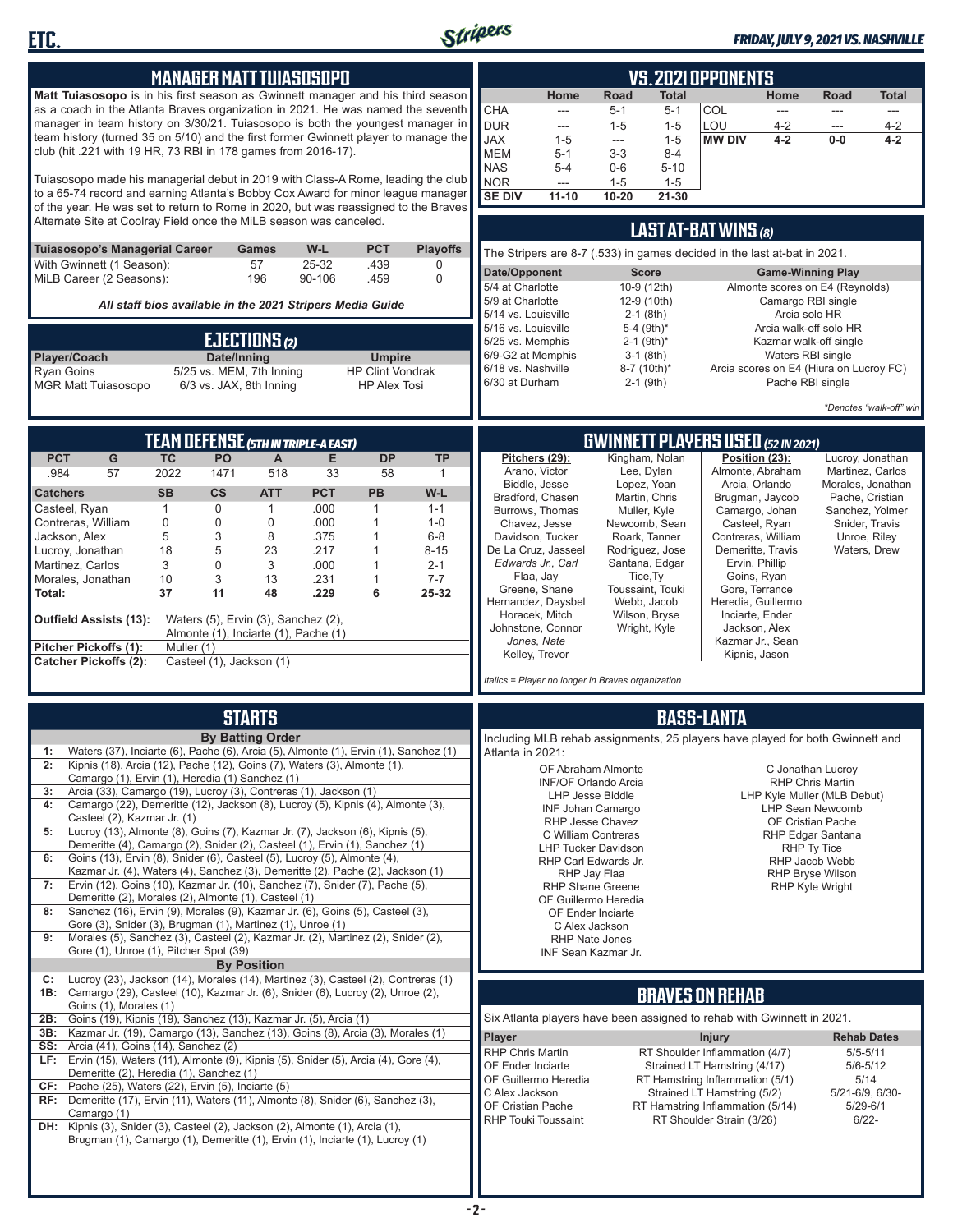## MANAGER MATT TUIASOSOPO

**Matt Tuiasosopo** is in his first season as Gwinnett manager and his third season as a coach in the Atlanta Braves organization in 2021. He was named the seventh manager in team history on 3/30/21. Tuiasosopo is both the youngest manager in team history (turned 35 on 5/10) and the first former Gwinnett player to manage the club (hit .221 with 19 HR, 73 RBI in 178 games from 2016-17).

Tuiasosopo made his managerial debut in 2019 with Class-A Rome, leading the club to a 65-74 record and earning Atlanta's Bobby Cox Award for minor league manager of the year. He was set to return to Rome in 2020, but was reassigned to the Braves Alternate Site at Coolray Field once the MiLB season was canceled.

| Tuiasosopo's Managerial Career | Games | W-L | PCT | Playoffs |
|---|---|---|---|---|
| With Gwinnett (1 Season): | 57 | 25-32 | .439 | 0 |
| MiLB Career (2 Seasons): | 196 | 90-106 | .459 | 0 |

*All staff bios available in the 2021 Stripers Media Guide*

## EJECTIONS (2)

| Player/Coach | Date/Inning | Umpire |
|---|---|---|
| Ryan Goins | 5/25 vs. MEM, 7th Inning | HP Clint Vondrak |
| MGR Matt Tuiasosopo | 6/3 vs. JAX, 8th Inning | HP Alex Tosi |

## VS. 2021 OPPONENTS

| | Home | Road | Total | | Home | Road | Total |
|---|---|---|---|---|---|---|---|
| CHA | --- | 5-1 | 5-1 | COL | --- | --- | --- |
| DUR | --- | 1-5 | 1-5 | LOU | 4-2 | --- | 4-2 |
| JAX | 1-5 | --- | 1-5 | **MW DIV** | **4-2** | **0-0** | **4-2** |
| MEM | 5-1 | 3-3 | 8-4 | | | | |
| NAS | 5-4 | 0-6 | 5-10 | | | | |
| NOR | --- | 1-5 | 1-5 | | | | |
| **SE DIV** | **11-10** | **10-20** | **21-30** | | | | |

## LAST AT-BAT WINS (8)

The Stripers are 8-7 (.533) in games decided in the last at-bat in 2021.

| Date/Opponent | Score | Game-Winning Play |
|---|---|---|
| 5/4 at Charlotte | 10-9 (12th) | Almonte scores on E4 (Reynolds) |
| 5/9 at Charlotte | 12-9 (10th) | Camargo RBI single |
| 5/14 vs. Louisville | 2-1 (8th) | Arcia solo HR |
| 5/16 vs. Louisville | 5-4 (9th)* | Arcia walk-off solo HR |
| 5/25 vs. Memphis | 2-1 (9th)* | Kazmar walk-off single |
| 6/9-G2 at Memphis | 3-1 (8th) | Waters RBI single |
| 6/18 vs. Nashville | 8-7 (10th)* | Arcia scores on E4 (Hiura on Lucroy FC) |
| 6/30 at Durham | 2-1 (9th) | Pache RBI single |

*\*Denotes "walk-off" win*

## TEAM DEFENSE (5TH IN TRIPLE-A EAST)

| PCT | G | TC | PO | A | E | DP | TP |
|---|---|---|---|---|---|---|---|
| .984 | 57 | 2022 | 1471 | 518 | 33 | 58 | 1 |

| Catchers | SB | CS | ATT | PCT | PB | W-L |
|---|---|---|---|---|---|---|
| Casteel, Ryan | 1 | 0 | 1 | .000 | 1 | 1-1 |
| Contreras, William | 0 | 0 | 0 | .000 | 1 | 1-0 |
| Jackson, Alex | 5 | 3 | 8 | .375 | 1 | 6-8 |
| Lucroy, Jonathan | 18 | 5 | 23 | .217 | 1 | 8-15 |
| Martinez, Carlos | 3 | 0 | 3 | .000 | 1 | 2-1 |
| Morales, Jonathan | 10 | 3 | 13 | .231 | 1 | 7-7 |
| **Total:** | **37** | **11** | **48** | **.229** | **6** | **25-32** |

**Outfield Assists (13):** Waters (5), Ervin (3), Sanchez (2), Almonte (1), Inciarte (1), Pache (1)
**Pitcher Pickoffs (1):** Muller (1)
**Catcher Pickoffs (2):** Casteel (1), Jackson (1)

## GWINNETT PLAYERS USED (52 IN 2021)

**Pitchers (29):** Arano, Victor; Biddle, Jesse; Bradford, Chasen; Burrows, Thomas; Chavez, Jesse; Davidson, Tucker; De La Cruz, Jasseel; *Edwards Jr., Carl*; Flaa, Jay; Greene, Shane; Hernandez, Daysbel; Horacek, Mitch; Johnstone, Connor; *Jones, Nate*; Kelley, Trevor; Kingham, Nolan; Lee, Dylan; Lopez, Yoan; Martin, Chris; Muller, Kyle; Newcomb, Sean; Roark, Tanner; Rodriguez, Jose; Santana, Edgar; Tice, Ty; Toussaint, Touki; Webb, Jacob; Wilson, Bryse; Wright, Kyle

**Position (23):** Almonte, Abraham; Arcia, Orlando; Brugman, Jaycob; Camargo, Johan; Casteel, Ryan; Contreras, William; Demeritte, Travis; Ervin, Phillip; Goins, Ryan; Gore, Terrance; Heredia, Guillermo; Inciarte, Ender; Jackson, Alex; Kazmar Jr., Sean; Kipnis, Jason; Lucroy, Jonathan; Martinez, Carlos; Morales, Jonathan; Pache, Cristian; Sanchez, Yolmer; Snider, Travis; Unroe, Riley; Waters, Drew

*Italics = Player no longer in Braves organization*

## STARTS

**By Batting Order**

- **1:** Waters (37), Inciarte (6), Pache (6), Arcia (5), Almonte (1), Ervin (1), Sanchez (1)
- **2:** Kipnis (18), Arcia (12), Pache (12), Goins (7), Waters (3), Almonte (1), Camargo (1), Ervin (1), Heredia (1) Sanchez (1)
- **3:** Arcia (33), Camargo (19), Lucroy (3), Contreras (1), Jackson (1)
- **4:** Camargo (22), Demeritte (12), Jackson (8), Lucroy (5), Kipnis (4), Almonte (3), Casteel (2), Kazmar Jr. (1)
- **5:** Lucroy (13), Almonte (8), Goins (7), Kazmar Jr. (7), Jackson (6), Kipnis (5), Demeritte (4), Camargo (2), Snider (2), Casteel (1), Ervin (1), Sanchez (1)
- **6:** Goins (13), Ervin (8), Snider (6), Casteel (5), Lucroy (5), Almonte (4), Kazmar Jr. (4), Waters (4), Sanchez (3), Demeritte (2), Pache (2), Jackson (1)
- **7:** Ervin (12), Goins (10), Kazmar Jr. (10), Sanchez (7), Snider (7), Pache (5), Demeritte (2), Morales (2), Almonte (1), Casteel (1)
- **8:** Sanchez (16), Ervin (9), Morales (9), Kazmar Jr. (6), Goins (5), Casteel (3), Gore (3), Snider (3), Brugman (1), Martinez (1), Unroe (1)
- **9:** Morales (5), Sanchez (3), Casteel (2), Kazmar Jr. (2), Martinez (2), Snider (2), Gore (1), Unroe (1), Pitcher Spot (39)

**By Position**

- **C:** Lucroy (23), Jackson (14), Morales (14), Martinez (3), Casteel (2), Contreras (1)
- **1B:** Camargo (29), Casteel (10), Kazmar Jr. (6), Snider (6), Lucroy (2), Unroe (2), Goins (1), Morales (1)
- **2B:** Goins (19), Kipnis (19), Sanchez (13), Kazmar Jr. (5), Arcia (1)
- **3B:** Kazmar Jr. (19), Camargo (13), Sanchez (13), Goins (8), Arcia (3), Morales (1)
- **SS:** Arcia (41), Goins (14), Sanchez (2)
- **LF:** Ervin (15), Waters (11), Almonte (9), Kipnis (5), Snider (5), Arcia (4), Gore (4), Demeritte (2), Heredia (1), Sanchez (1)
- **CF:** Pache (25), Waters (22), Ervin (5), Inciarte (5)
- **RF:** Demeritte (17), Ervin (11), Waters (11), Almonte (8), Snider (6), Sanchez (3), Camargo (1)
- **DH:** Kipnis (3), Snider (3), Casteel (2), Jackson (2), Almonte (1), Arcia (1), Brugman (1), Camargo (1), Demeritte (1), Ervin (1), Inciarte (1), Lucroy (1)

## BASS-LANTA

Including MLB rehab assignments, 25 players have played for both Gwinnett and Atlanta in 2021:

- OF Abraham Almonte
- INF/OF Orlando Arcia
- LHP Jesse Biddle
- INF Johan Camargo
- RHP Jesse Chavez
- C William Contreras
- LHP Tucker Davidson
- RHP Carl Edwards Jr.
- RHP Jay Flaa
- RHP Shane Greene
- OF Guillermo Heredia
- OF Ender Inciarte
- C Alex Jackson
- RHP Nate Jones
- INF Sean Kazmar Jr.
- C Jonathan Lucroy
- RHP Chris Martin
- LHP Kyle Muller (MLB Debut)
- LHP Sean Newcomb
- OF Cristian Pache
- RHP Edgar Santana
- RHP Ty Tice
- RHP Jacob Webb
- RHP Bryse Wilson
- RHP Kyle Wright

## BRAVES ON REHAB

Six Atlanta players have been assigned to rehab with Gwinnett in 2021.

| Player | Injury | Rehab Dates |
|---|---|---|
| RHP Chris Martin | RT Shoulder Inflammation (4/7) | 5/5-5/11 |
| OF Ender Inciarte | Strained LT Hamstring (4/17) | 5/6-5/12 |
| OF Guillermo Heredia | RT Hamstring Inflammation (5/1) | 5/14 |
| C Alex Jackson | Strained LT Hamstring (5/2) | 5/21-6/9, 6/30- |
| OF Cristian Pache | RT Hamstring Inflammation (5/14) | 5/29-6/1 |
| RHP Touki Toussaint | RT Shoulder Strain (3/26) | 6/22- |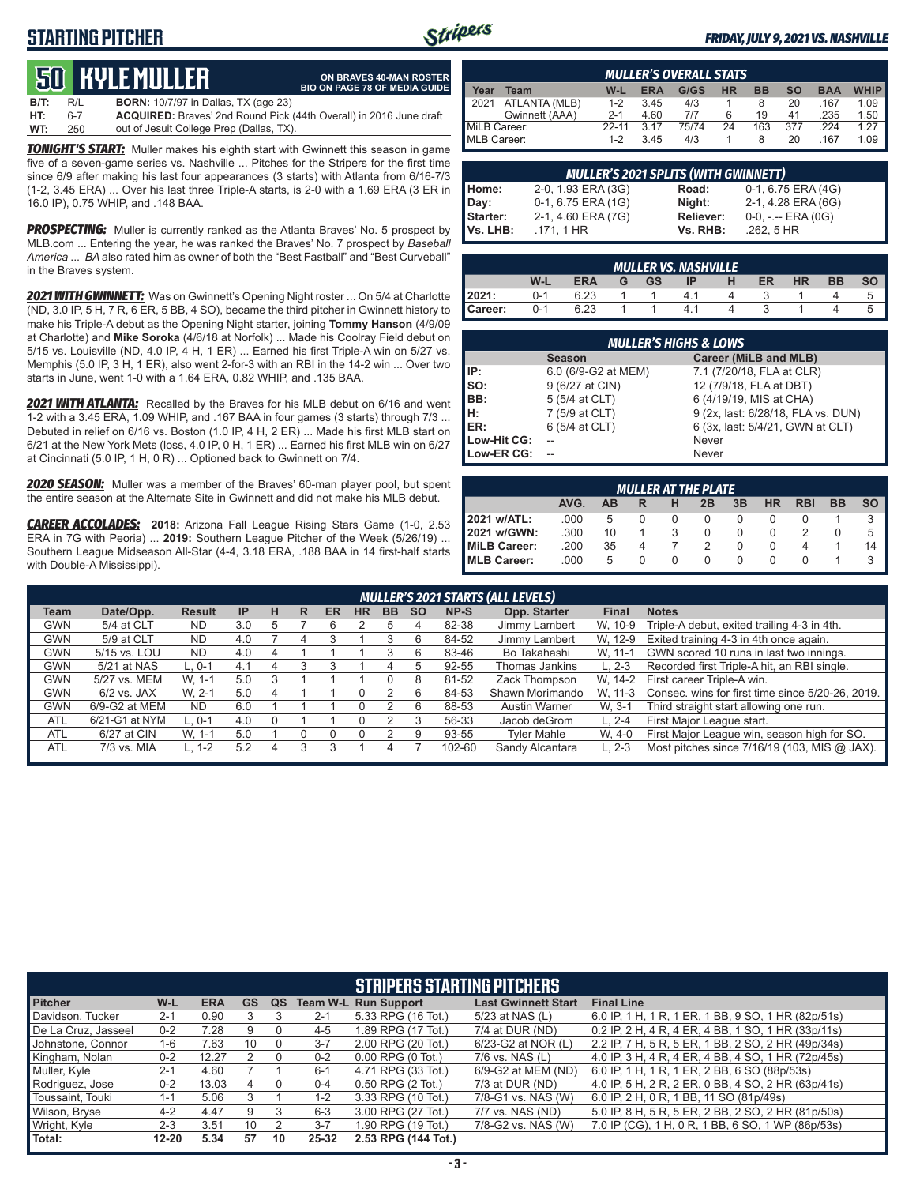# STARTING PITCHER

*FRIDAY, JULY 9, 2021 VS. NASHVILLE*

## 50 KYLE MULLER

**ON BRAVES 40-MAN ROSTER**
**BIO ON PAGE 78 OF MEDIA GUIDE**

**B/T:** R/L **BORN:** 10/7/97 in Dallas, TX (age 23)
**HT:** 6-7 **ACQUIRED:** Braves' 2nd Round Pick (44th Overall) in 2016 June draft
**WT:** 250 out of Jesuit College Prep (Dallas, TX).

***TONIGHT'S START:*** Muller makes his eighth start with Gwinnett this season in game five of a seven-game series vs. Nashville ... Pitches for the Stripers for the first time since 6/9 after making his last four appearances (3 starts) with Atlanta from 6/16-7/3 (1-2, 3.45 ERA) ... Over his last three Triple-A starts, is 2-0 with a 1.69 ERA (3 ER in 16.0 IP), 0.75 WHIP, and .148 BAA.

***PROSPECTING:*** Muller is currently ranked as the Atlanta Braves' No. 5 prospect by MLB.com ... Entering the year, he was ranked the Braves' No. 7 prospect by *Baseball America* ... *BA* also rated him as owner of both the "Best Fastball" and "Best Curveball" in the Braves system.

***2021 WITH GWINNETT:*** Was on Gwinnett's Opening Night roster ... On 5/4 at Charlotte (ND, 3.0 IP, 5 H, 7 R, 6 ER, 5 BB, 4 SO), became the third pitcher in Gwinnett history to make his Triple-A debut as the Opening Night starter, joining **Tommy Hanson** (4/9/09 at Charlotte) and **Mike Soroka** (4/6/18 at Norfolk) ... Made his Coolray Field debut on 5/15 vs. Louisville (ND, 4.0 IP, 4 H, 1 ER) ... Earned his first Triple-A win on 5/27 vs. Memphis (5.0 IP, 3 H, 1 ER), also went 2-for-3 with an RBI in the 14-2 win ... Over two starts in June, went 1-0 with a 1.64 ERA, 0.82 WHIP, and .135 BAA.

***2021 WITH ATLANTA:*** Recalled by the Braves for his MLB debut on 6/16 and went 1-2 with a 3.45 ERA, 1.09 WHIP, and .167 BAA in four games (3 starts) through 7/3 ... Debuted in relief on 6/16 vs. Boston (1.0 IP, 4 H, 2 ER) ... Made his first MLB start on 6/21 at the New York Mets (loss, 4.0 IP, 0 H, 1 ER) ... Earned his first MLB win on 6/27 at Cincinnati (5.0 IP, 1 H, 0 R) ... Optioned back to Gwinnett on 7/4.

***2020 SEASON:*** Muller was a member of the Braves' 60-man player pool, but spent the entire season at the Alternate Site in Gwinnett and did not make his MLB debut.

***CAREER ACCOLADES:*** **2018:** Arizona Fall League Rising Stars Game (1-0, 2.53 ERA in 7G with Peoria) ... **2019:** Southern League Pitcher of the Week (5/26/19) ... Southern League Midseason All-Star (4-4, 3.18 ERA, .188 BAA in 14 first-half starts with Double-A Mississippi).

| MULLER'S OVERALL STATS | | | | | | | | | |
|---|---|---|---|---|---|---|---|---|---|
| Year | Team | W-L | ERA | G/GS | HR | BB | SO | BAA | WHIP |
| 2021 | ATLANTA (MLB) | 1-2 | 3.45 | 4/3 | 1 | 8 | 20 | .167 | 1.09 |
| | Gwinnett (AAA) | 2-1 | 4.60 | 7/7 | 6 | 19 | 41 | .235 | 1.50 |
| MiLB Career: | | 22-11 | 3.17 | 75/74 | 24 | 163 | 377 | .224 | 1.27 |
| MLB Career: | | 1-2 | 3.45 | 4/3 | 1 | 8 | 20 | .167 | 1.09 |

| MULLER'S 2021 SPLITS (WITH GWINNETT) | | | |
|---|---|---|---|
| Home: | 2-0, 1.93 ERA (3G) | Road: | 0-1, 6.75 ERA (4G) |
| Day: | 0-1, 6.75 ERA (1G) | Night: | 2-1, 4.28 ERA (6G) |
| Starter: | 2-1, 4.60 ERA (7G) | Reliever: | 0-0, -.-- ERA (0G) |
| Vs. LHB: | .171, 1 HR | Vs. RHB: | .262, 5 HR |

| MULLER VS. NASHVILLE | W-L | ERA | G | GS | IP | H | ER | HR | BB | SO |
|---|---|---|---|---|---|---|---|---|---|---|
| 2021: | 0-1 | 6.23 | 1 | 1 | 4.1 | 4 | 3 | 1 | 4 | 5 |
| Career: | 0-1 | 6.23 | 1 | 1 | 4.1 | 4 | 3 | 1 | 4 | 5 |

| MULLER'S HIGHS & LOWS | Season | Career (MiLB and MLB) |
|---|---|---|
| IP: | 6.0 (6/9-G2 at MEM) | 7.1 (7/20/18, FLA at CLR) |
| SO: | 9 (6/27 at CIN) | 12 (7/9/18, FLA at DBT) |
| BB: | 5 (5/4 at CLT) | 6 (4/19/19, MIS at CHA) |
| H: | 7 (5/9 at CLT) | 9 (2x, last: 6/28/18, FLA vs. DUN) |
| ER: | 6 (5/4 at CLT) | 6 (3x, last: 5/4/21, GWN at CLT) |
| Low-Hit CG: | -- | Never |
| Low-ER CG: | -- | Never |

| MULLER AT THE PLATE | AVG. | AB | R | H | 2B | 3B | HR | RBI | BB | SO |
|---|---|---|---|---|---|---|---|---|---|---|
| 2021 w/ATL: | .000 | 5 | 0 | 0 | 0 | 0 | 0 | 0 | 1 | 3 |
| 2021 w/GWN: | .300 | 10 | 1 | 3 | 0 | 0 | 0 | 2 | 0 | 5 |
| MiLB Career: | .200 | 35 | 4 | 7 | 2 | 0 | 0 | 4 | 1 | 14 |
| MLB Career: | .000 | 5 | 0 | 0 | 0 | 0 | 0 | 0 | 1 | 3 |

### MULLER'S 2021 STARTS (ALL LEVELS)

| Team | Date/Opp. | Result | IP | H | R | ER | HR | BB | SO | NP-S | Opp. Starter | Final | Notes |
|---|---|---|---|---|---|---|---|---|---|---|---|---|---|
| GWN | 5/4 at CLT | ND | 3.0 | 5 | 7 | 6 | 2 | 5 | 4 | 82-38 | Jimmy Lambert | W, 10-9 | Triple-A debut, exited trailing 4-3 in 4th. |
| GWN | 5/9 at CLT | ND | 4.0 | 7 | 4 | 3 | 1 | 3 | 6 | 84-52 | Jimmy Lambert | W, 12-9 | Exited training 4-3 in 4th once again. |
| GWN | 5/15 vs. LOU | ND | 4.0 | 4 | 1 | 1 | 1 | 3 | 6 | 83-46 | Bo Takahashi | W, 11-1 | GWN scored 10 runs in last two innings. |
| GWN | 5/21 at NAS | L, 0-1 | 4.1 | 4 | 3 | 3 | 1 | 4 | 5 | 92-55 | Thomas Jankins | L, 2-3 | Recorded first Triple-A hit, an RBI single. |
| GWN | 5/27 vs. MEM | W, 1-1 | 5.0 | 3 | 1 | 1 | 1 | 0 | 8 | 81-52 | Zack Thompson | W, 14-2 | First career Triple-A win. |
| GWN | 6/2 vs. JAX | W, 2-1 | 5.0 | 4 | 1 | 1 | 0 | 2 | 6 | 84-53 | Shawn Morimando | W, 11-3 | Consec. wins for first time since 5/20-26, 2019. |
| GWN | 6/9-G2 at MEM | ND | 6.0 | 1 | 1 | 1 | 0 | 2 | 6 | 88-53 | Austin Warner | W, 3-1 | Third straight start allowing one run. |
| ATL | 6/21-G1 at NYM | L, 0-1 | 4.0 | 0 | 1 | 1 | 0 | 2 | 3 | 56-33 | Jacob deGrom | L, 2-4 | First Major League start. |
| ATL | 6/27 at CIN | W, 1-1 | 5.0 | 1 | 0 | 0 | 0 | 2 | 9 | 93-55 | Tyler Mahle | W, 4-0 | First Major League win, season high for SO. |
| ATL | 7/3 vs. MIA | L, 1-2 | 5.2 | 4 | 3 | 3 | 1 | 4 | 7 | 102-60 | Sandy Alcantara | L, 2-3 | Most pitches since 7/16/19 (103, MIS @ JAX). |

### STRIPERS STARTING PITCHERS

| Pitcher | W-L | ERA | GS | QS | Team W-L | Run Support | Last Gwinnett Start | Final Line |
|---|---|---|---|---|---|---|---|---|
| Davidson, Tucker | 2-1 | 0.90 | 3 | 3 | 2-1 | 5.33 RPG (16 Tot.) | 5/23 at NAS (L) | 6.0 IP, 1 H, 1 R, 1 ER, 1 BB, 9 SO, 1 HR (82p/51s) |
| De La Cruz, Jasseel | 0-2 | 7.28 | 9 | 0 | 4-5 | 1.89 RPG (17 Tot.) | 7/4 at DUR (ND) | 0.2 IP, 2 H, 4 R, 4 ER, 4 BB, 1 SO, 1 HR (33p/11s) |
| Johnstone, Connor | 1-6 | 7.63 | 10 | 0 | 3-7 | 2.00 RPG (20 Tot.) | 6/23-G2 at NOR (L) | 2.2 IP, 7 H, 5 R, 5 ER, 1 BB, 2 SO, 2 HR (49p/34s) |
| Kingham, Nolan | 0-2 | 12.27 | 2 | 0 | 0-2 | 0.00 RPG (0 Tot.) | 7/6 vs. NAS (L) | 4.0 IP, 3 H, 4 R, 4 ER, 4 BB, 4 SO, 1 HR (72p/45s) |
| Muller, Kyle | 2-1 | 4.60 | 7 | 0 | 6-1 | 4.71 RPG (33 Tot.) | 6/9-G2 at MEM (ND) | 6.0 IP, 1 H, 1 R, 1 ER, 2 BB, 6 SO (88p/53s) |
| Rodriguez, Jose | 0-2 | 13.03 | 4 | 0 | 0-4 | 0.50 RPG (2 Tot.) | 7/3 at DUR (ND) | 4.0 IP, 5 H, 2 R, 2 ER, 0 BB, 4 SO, 2 HR (63p/41s) |
| Toussaint, Touki | 1-1 | 5.06 | 3 | 1 | 1-2 | 3.33 RPG (10 Tot.) | 7/8-G1 vs. NAS (W) | 6.0 IP, 2 H, 0 R, 1 BB, 11 SO (81p/49s) |
| Wilson, Bryse | 4-2 | 4.47 | 9 | 3 | 6-3 | 3.00 RPG (27 Tot.) | 7/7 vs. NAS (ND) | 5.0 IP, 8 H, 5 R, 5 ER, 2 BB, 2 SO, 2 HR (81p/50s) |
| Wright, Kyle | 2-3 | 3.51 | 10 | 2 | 3-7 | 1.90 RPG (19 Tot.) | 7/8-G2 vs. NAS (W) | 7.0 IP (CG), 1 H, 0 R, 1 BB, 6 SO, 1 WP (86p/53s) |
| Total: | 12-20 | 5.34 | 57 | 10 | 25-32 | 2.53 RPG (144 Tot.) | | |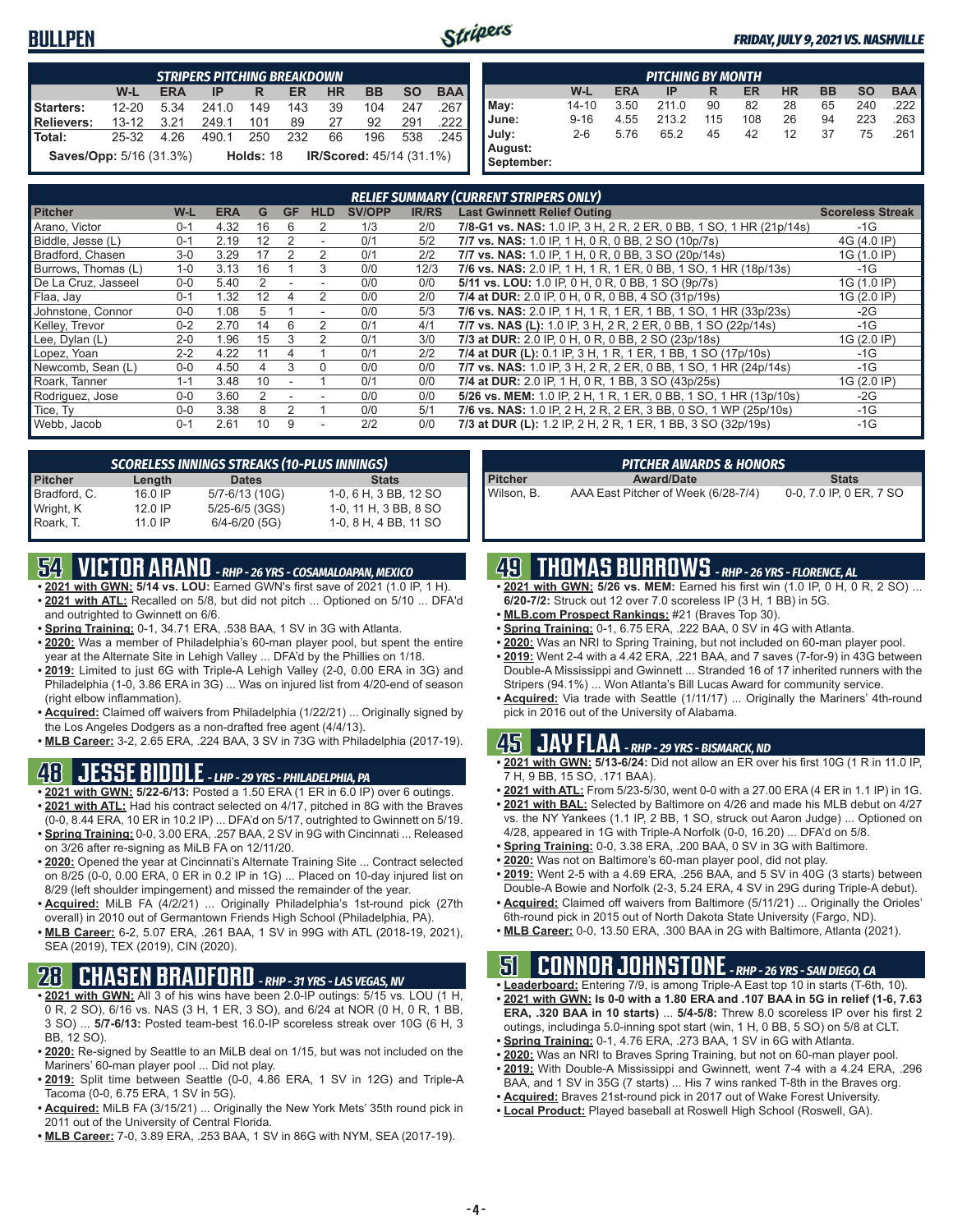# BULLPEN

*FRIDAY, JULY 9, 2021 VS. NASHVILLE*

| STRIPERS PITCHING BREAKDOWN | W-L | ERA | IP | R | ER | HR | BB | SO | BAA |
|---|---|---|---|---|---|---|---|---|---|
| Starters: | 12-20 | 5.34 | 241.0 | 149 | 143 | 39 | 104 | 247 | .267 |
| Relievers: | 13-12 | 3.21 | 249.1 | 101 | 89 | 27 | 92 | 291 | .222 |
| Total: | 25-32 | 4.26 | 490.1 | 250 | 232 | 66 | 196 | 538 | .245 |

**Saves/Opp:** 5/16 (31.3%) **Holds:** 18 **IR/Scored:** 45/14 (31.1%)

| PITCHING BY MONTH | W-L | ERA | IP | R | ER | HR | BB | SO | BAA |
|---|---|---|---|---|---|---|---|---|---|
| May: | 14-10 | 3.50 | 211.0 | 90 | 82 | 28 | 65 | 240 | .222 |
| June: | 9-16 | 4.55 | 213.2 | 115 | 108 | 26 | 94 | 223 | .263 |
| July: | 2-6 | 5.76 | 65.2 | 45 | 42 | 12 | 37 | 75 | .261 |
| August: | | | | | | | | | |
| September: | | | | | | | | | |

### RELIEF SUMMARY (CURRENT STRIPERS ONLY)

| Pitcher | W-L | ERA | G | GF | HLD | SV/OPP | IR/RS | Last Gwinnett Relief Outing | Scoreless Streak |
|---|---|---|---|---|---|---|---|---|---|
| Arano, Victor | 0-1 | 4.32 | 16 | 6 | 2 | 1/3 | 2/0 | 7/8-G1 vs. NAS: 1.0 IP, 3 H, 2 R, 2 ER, 0 BB, 1 SO, 1 HR (21p/14s) | -1G |
| Biddle, Jesse (L) | 0-1 | 2.19 | 12 | 2 | - | 0/1 | 5/2 | 7/7 vs. NAS: 1.0 IP, 1 H, 0 R, 0 BB, 2 SO (10p/7s) | 4G (4.0 IP) |
| Bradford, Chasen | 3-0 | 3.29 | 17 | 2 | 2 | 0/1 | 2/2 | 7/7 vs. NAS: 1.0 IP, 1 H, 0 R, 0 BB, 3 SO (20p/14s) | 1G (1.0 IP) |
| Burrows, Thomas (L) | 1-0 | 3.13 | 16 | 1 | 3 | 0/0 | 12/3 | 7/6 vs. NAS: 2.0 IP, 1 H, 1 R, 1 ER, 0 BB, 1 SO, 1 HR (18p/13s) | -1G |
| De La Cruz, Jasseel | 0-0 | 5.40 | 2 | - | - | 0/0 | 0/0 | 5/11 vs. LOU: 1.0 IP, 0 H, 0 R, 0 BB, 1 SO (9p/7s) | 1G (1.0 IP) |
| Flaa, Jay | 0-1 | 1.32 | 12 | 4 | 2 | 0/0 | 2/0 | 7/4 at DUR: 2.0 IP, 0 H, 0 R, 0 BB, 4 SO (31p/19s) | 1G (2.0 IP) |
| Johnstone, Connor | 0-0 | 1.08 | 5 | 1 | - | 0/0 | 5/3 | 7/6 vs. NAS: 2.0 IP, 1 H, 1 R, 1 ER, 1 BB, 1 SO, 1 HR (33p/23s) | -2G |
| Kelley, Trevor | 0-2 | 2.70 | 14 | 6 | 2 | 0/1 | 4/1 | 7/7 vs. NAS (L): 1.0 IP, 3 H, 2 R, 2 ER, 0 BB, 1 SO (22p/14s) | -1G |
| Lee, Dylan (L) | 2-0 | 1.96 | 15 | 3 | 2 | 0/1 | 3/0 | 7/3 at DUR: 2.0 IP, 0 H, 0 R, 0 BB, 2 SO (23p/18s) | 1G (2.0 IP) |
| Lopez, Yoan | 2-2 | 4.22 | 11 | 4 | 1 | 0/1 | 2/2 | 7/4 at DUR (L): 0.1 IP, 3 H, 1 R, 1 ER, 1 BB, 1 SO (17p/10s) | -1G |
| Newcomb, Sean (L) | 0-0 | 4.50 | 4 | 3 | 0 | 0/0 | 0/0 | 7/7 vs. NAS: 1.0 IP, 3 H, 2 R, 2 ER, 0 BB, 1 SO, 1 HR (24p/14s) | -1G |
| Roark, Tanner | 1-1 | 3.48 | 10 | - | 1 | 0/1 | 0/0 | 7/4 at DUR: 2.0 IP, 1 H, 0 R, 1 BB, 3 SO (43p/25s) | 1G (2.0 IP) |
| Rodriguez, Jose | 0-0 | 3.60 | 2 | - | - | 0/0 | 0/0 | 5/26 vs. MEM: 1.0 IP, 2 H, 1 R, 1 ER, 0 BB, 1 SO, 1 HR (13p/10s) | -2G |
| Tice, Ty | 0-0 | 3.38 | 8 | 2 | 1 | 0/0 | 5/1 | 7/6 vs. NAS: 1.0 IP, 2 H, 2 R, 2 ER, 3 BB, 0 SO, 1 WP (25p/10s) | -1G |
| Webb, Jacob | 0-1 | 2.61 | 10 | 9 | - | 2/2 | 0/0 | 7/3 at DUR (L): 1.2 IP, 2 H, 2 R, 1 ER, 1 BB, 3 SO (32p/19s) | -1G |

### SCORELESS INNINGS STREAKS (10-PLUS INNINGS)

| Pitcher | Length | Dates | Stats |
|---|---|---|---|
| Bradford, C. | 16.0 IP | 5/7-6/13 (10G) | 1-0, 6 H, 3 BB, 12 SO |
| Wright, K | 12.0 IP | 5/25-6/5 (3GS) | 1-0, 11 H, 3 BB, 8 SO |
| Roark, T. | 11.0 IP | 6/4-6/20 (5G) | 1-0, 8 H, 4 BB, 11 SO |

### PITCHER AWARDS & HONORS

| Pitcher | Award/Date | Stats |
|---|---|---|
| Wilson, B. | AAA East Pitcher of Week (6/28-7/4) | 0-0, 7.0 IP, 0 ER, 7 SO |

## 54 VICTOR ARANO - RHP - 26 YRS - COSAMALOAPAN, MEXICO

- **2021 with GWN:** **5/14 vs. LOU:** Earned GWN's first save of 2021 (1.0 IP, 1 H).
- **2021 with ATL:** Recalled on 5/8, but did not pitch ... Optioned on 5/10 ... DFA'd and outrighted to Gwinnett on 6/6.
- **Spring Training:** 0-1, 34.71 ERA, .538 BAA, 1 SV in 3G with Atlanta.
- **2020:** Was a member of Philadelphia's 60-man player pool, but spent the entire year at the Alternate Site in Lehigh Valley ... DFA'd by the Phillies on 1/18.
- **2019:** Limited to just 6G with Triple-A Lehigh Valley (2-0, 0.00 ERA in 3G) and Philadelphia (1-0, 3.86 ERA in 3G) ... Was on injured list from 4/20-end of season (right elbow inflammation).
- **Acquired:** Claimed off waivers from Philadelphia (1/22/21) ... Originally signed by the Los Angeles Dodgers as a non-drafted free agent (4/4/13).
- **MLB Career:** 3-2, 2.65 ERA, .224 BAA, 3 SV in 73G with Philadelphia (2017-19).

## 48 JESSE BIDDLE - LHP - 29 YRS - PHILADELPHIA, PA

- **2021 with GWN:** **5/22-6/13:** Posted a 1.50 ERA (1 ER in 6.0 IP) over 6 outings.
- **2021 with ATL:** Had his contract selected on 4/17, pitched in 8G with the Braves (0-0, 8.44 ERA, 10 ER in 10.2 IP) ... DFA'd on 5/17, outrighted to Gwinnett on 5/19.
- **Spring Training:** 0-0, 3.00 ERA, .257 BAA, 2 SV in 9G with Cincinnati ... Released on 3/26 after re-signing as MiLB FA on 12/11/20.
- **2020:** Opened the year at Cincinnati's Alternate Training Site ... Contract selected on 8/25 (0-0, 0.00 ERA, 0 ER in 0.2 IP in 1G) ... Placed on 10-day injured list on 8/29 (left shoulder impingement) and missed the remainder of the year.
- **Acquired:** MiLB FA (4/2/21) ... Originally Philadelphia's 1st-round pick (27th overall) in 2010 out of Germantown Friends High School (Philadelphia, PA).
- **MLB Career:** 6-2, 5.07 ERA, .261 BAA, 1 SV in 99G with ATL (2018-19, 2021), SEA (2019), TEX (2019), CIN (2020).

## 28 CHASEN BRADFORD - RHP - 31 YRS - LAS VEGAS, NV

- **2021 with GWN:** All 3 of his wins have been 2.0-IP outings: 5/15 vs. LOU (1 H, 0 R, 2 SO), 6/16 vs. NAS (3 H, 1 ER, 3 SO), and 6/24 at NOR (0 H, 0 R, 1 BB, 3 SO) ... **5/7-6/13:** Posted team-best 16.0-IP scoreless streak over 10G (6 H, 3 BB, 12 SO).
- **2020:** Re-signed by Seattle to an MiLB deal on 1/15, but was not included on the Mariners' 60-man player pool ... Did not play.
- **2019:** Split time between Seattle (0-0, 4.86 ERA, 1 SV in 12G) and Triple-A Tacoma (0-0, 6.75 ERA, 1 SV in 5G).
- **Acquired:** MiLB FA (3/15/21) ... Originally the New York Mets' 35th round pick in 2011 out of the University of Central Florida.
- **MLB Career:** 7-0, 3.89 ERA, .253 BAA, 1 SV in 86G with NYM, SEA (2017-19).

## 49 THOMAS BURROWS - RHP - 26 YRS - FLORENCE, AL

- **2021 with GWN:** **5/26 vs. MEM:** Earned his first win (1.0 IP, 0 H, 0 R, 2 SO) ... **6/20-7/2:** Struck out 12 over 7.0 scoreless IP (3 H, 1 BB) in 5G.
- **MLB.com Prospect Rankings:** #21 (Braves Top 30).
- **Spring Training:** 0-1, 6.75 ERA, .222 BAA, 0 SV in 4G with Atlanta.
- **2020:** Was an NRI to Spring Training, but not included on 60-man player pool.
- **2019:** Went 2-4 with a 4.42 ERA, .221 BAA, and 7 saves (7-for-9) in 43G between Double-A Mississippi and Gwinnett ... Stranded 16 of 17 inherited runners with the Stripers (94.1%) ... Won Atlanta's Bill Lucas Award for community service.
- **Acquired:** Via trade with Seattle (1/11/17) ... Originally the Mariners' 4th-round pick in 2016 out of the University of Alabama.

## 45 JAY FLAA - RHP - 29 YRS - BISMARCK, ND

- **2021 with GWN:** Did not allow an ER over his first 10G (1 R in 11.0 IP, 7 H, 9 BB, 15 SO, .171 BAA).
- **2021 with ATL:** From 5/23-5/30, went 0-0 with a 27.00 ERA (4 ER in 1.1 IP) in 1G.
- **2021 with BAL:** Selected by Baltimore on 4/26 and made his MLB debut on 4/27 vs. the NY Yankees (1.1 IP, 2 BB, 1 SO, struck out Aaron Judge) ... Optioned on 4/28, appeared in 1G with Triple-A Norfolk (0-0, 16.20) ... DFA'd on 5/8.
- **Spring Training:** 0-0, 3.38 ERA, .200 BAA, 0 SV in 3G with Baltimore.
- **2020:** Was not on Baltimore's 60-man player pool, did not play.
- **2019:** Went 2-5 with a 4.69 ERA, .256 BAA, and 5 SV in 40G (3 starts) between Double-A Bowie and Norfolk (2-3, 5.24 ERA, 4 SV in 29G during Triple-A debut).
- **Acquired:** Claimed off waivers from Baltimore (5/11/21) ... Originally the Orioles' 6th-round pick in 2015 out of North Dakota State University (Fargo, ND).
- **MLB Career:** 0-0, 13.50 ERA, .300 BAA in 2G with Baltimore, Atlanta (2021).

## 51 CONNOR JOHNSTONE - RHP - 26 YRS - SAN DIEGO, CA

- **Leaderboard:** Entering 7/9, is among Triple-A East top 10 in starts (T-6th, 10).
- **2021 with GWN:** **Is 0-0 with a 1.80 ERA and .107 BAA in 5G in relief (1-6, 7.63 ERA, .320 BAA in 10 starts)** ... **5/4-5/8:** Threw 8.0 scoreless IP over his first 2 outings, includinga 5.0-inning spot start (win, 1 H, 0 BB, 5 SO) on 5/8 at CLT.
- **Spring Training:** 0-1, 4.76 ERA, .273 BAA, 1 SV in 6G with Atlanta.
- **2020:** Was an NRI to Braves Spring Training, but not on 60-man player pool.
- **2019:** With Double-A Mississippi and Gwinnett, went 7-4 with a 4.24 ERA, .296 BAA, and 1 SV in 35G (7 starts) ... His 7 wins ranked T-8th in the Braves org.
- **Acquired:** Braves 21st-round pick in 2017 out of Wake Forest University.
- **Local Product:** Played baseball at Roswell High School (Roswell, GA).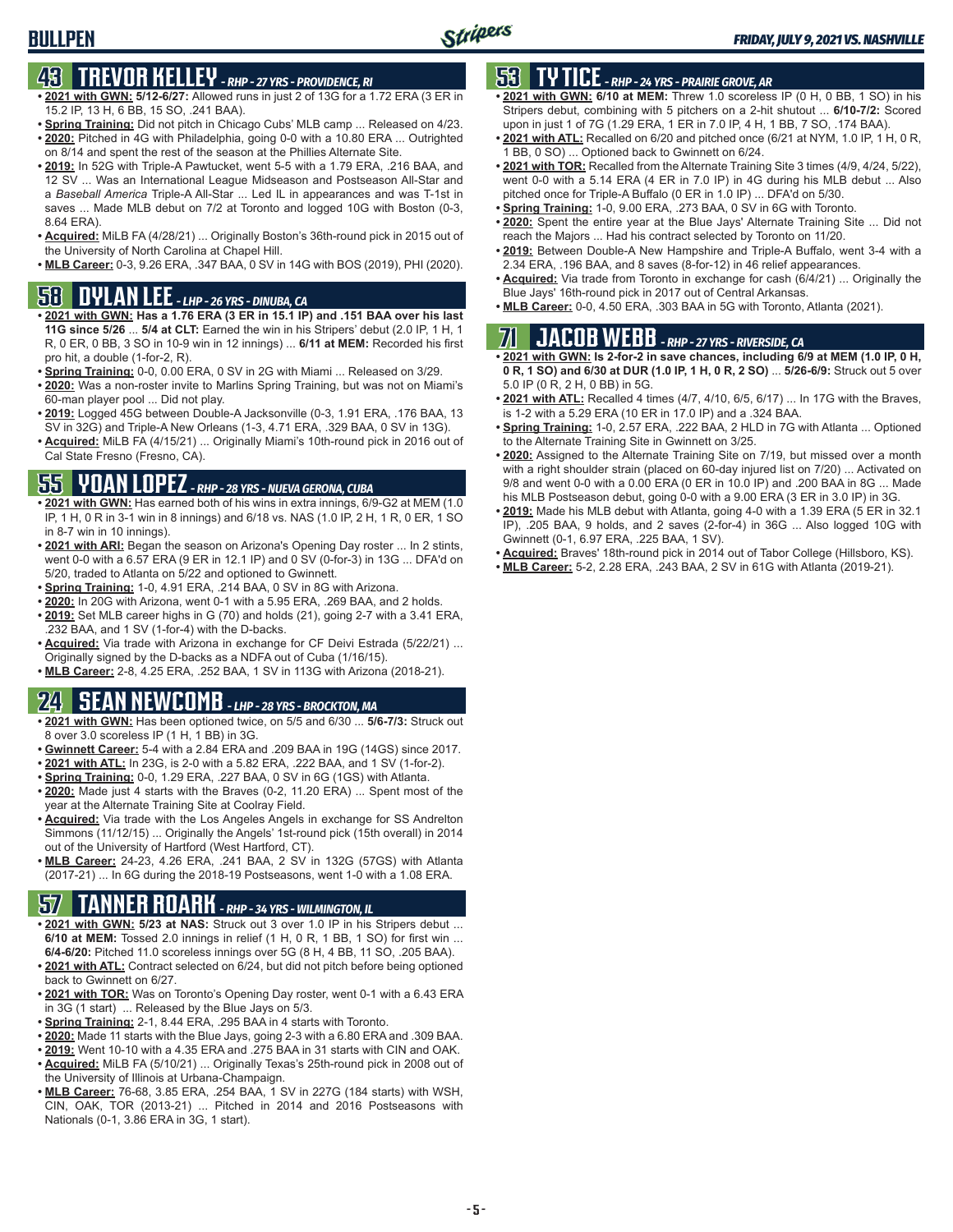# BULLPEN

## 43 TREVOR KELLEY - RHP - 27 YRS - PROVIDENCE, RI

- **2021 with GWN: 5/12-6/27:** Allowed runs in just 2 of 13G for a 1.72 ERA (3 ER in 15.2 IP, 13 H, 6 BB, 15 SO, .241 BAA).
- **Spring Training:** Did not pitch in Chicago Cubs' MLB camp ... Released on 4/23.
- **2020:** Pitched in 4G with Philadelphia, going 0-0 with a 10.80 ERA ... Outrighted on 8/14 and spent the rest of the season at the Phillies Alternate Site.
- **2019:** In 52G with Triple-A Pawtucket, went 5-5 with a 1.79 ERA, .216 BAA, and 12 SV ... Was an International League Midseason and Postseason All-Star and a *Baseball America* Triple-A All-Star ... Led IL in appearances and was T-1st in saves ... Made MLB debut on 7/2 at Toronto and logged 10G with Boston (0-3, 8.64 ERA).
- **Acquired:** MiLB FA (4/28/21) ... Originally Boston's 36th-round pick in 2015 out of the University of North Carolina at Chapel Hill.
- **MLB Career:** 0-3, 9.26 ERA, .347 BAA, 0 SV in 14G with BOS (2019), PHI (2020).

## 58 DYLAN LEE - LHP - 26 YRS - DINUBA, CA

- **2021 with GWN: Has a 1.76 ERA (3 ER in 15.1 IP) and .151 BAA over his last 11G since 5/26** ... **5/4 at CLT:** Earned the win in his Stripers' debut (2.0 IP, 1 H, 1 R, 0 ER, 0 BB, 3 SO in 10-9 win in 12 innings) ... **6/11 at MEM:** Recorded his first pro hit, a double (1-for-2, R).
- **Spring Training:** 0-0, 0.00 ERA, 0 SV in 2G with Miami ... Released on 3/29.
- **2020:** Was a non-roster invite to Marlins Spring Training, but was not on Miami's 60-man player pool ... Did not play.
- **2019:** Logged 45G between Double-A Jacksonville (0-3, 1.91 ERA, .176 BAA, 13 SV in 32G) and Triple-A New Orleans (1-3, 4.71 ERA, .329 BAA, 0 SV in 13G).
- **Acquired:** MiLB FA (4/15/21) ... Originally Miami's 10th-round pick in 2016 out of Cal State Fresno (Fresno, CA).

## 55 YOAN LOPEZ - RHP - 28 YRS - NUEVA GERONA, CUBA

- **2021 with GWN:** Has earned both of his wins in extra innings, 6/9-G2 at MEM (1.0 IP, 1 H, 0 R in 3-1 win in 8 innings) and 6/18 vs. NAS (1.0 IP, 2 H, 1 R, 0 ER, 1 SO in 8-7 win in 10 innings).
- **2021 with ARI:** Began the season on Arizona's Opening Day roster ... In 2 stints, went 0-0 with a 6.57 ERA (9 ER in 12.1 IP) and 0 SV (0-for-3) in 13G ... DFA'd on 5/20, traded to Atlanta on 5/22 and optioned to Gwinnett.
- **Spring Training:** 1-0, 4.91 ERA, .214 BAA, 0 SV in 8G with Arizona.
- **2020:** In 20G with Arizona, went 0-1 with a 5.95 ERA, .269 BAA, and 2 holds.
- **2019:** Set MLB career highs in G (70) and holds (21), going 2-7 with a 3.41 ERA, .232 BAA, and 1 SV (1-for-4) with the D-backs.
- **Acquired:** Via trade with Arizona in exchange for CF Deivi Estrada (5/22/21) ... Originally signed by the D-backs as a NDFA out of Cuba (1/16/15).
- **MLB Career:** 2-8, 4.25 ERA, .252 BAA, 1 SV in 113G with Arizona (2018-21).

## 24 SEAN NEWCOMB - LHP - 28 YRS - BROCKTON, MA

- **2021 with GWN:** Has been optioned twice, on 5/5 and 6/30 ... **5/6-7/3:** Struck out 8 over 3.0 scoreless IP (1 H, 1 BB) in 3G.
- **Gwinnett Career:** 5-4 with a 2.84 ERA and .209 BAA in 19G (14GS) since 2017.
- **2021 with ATL:** In 23G, is 2-0 with a 5.82 ERA, .222 BAA, and 1 SV (1-for-2).
- **Spring Training:** 0-0, 1.29 ERA, .227 BAA, 0 SV in 6G (1GS) with Atlanta.
- **2020:** Made just 4 starts with the Braves (0-2, 11.20 ERA) ... Spent most of the year at the Alternate Training Site at Coolray Field.
- **Acquired:** Via trade with the Los Angeles Angels in exchange for SS Andrelton Simmons (11/12/15) ... Originally the Angels' 1st-round pick (15th overall) in 2014 out of the University of Hartford (West Hartford, CT).
- **MLB Career:** 24-23, 4.26 ERA, .241 BAA, 2 SV in 132G (57GS) with Atlanta (2017-21) ... In 6G during the 2018-19 Postseasons, went 1-0 with a 1.08 ERA.

## 57 TANNER ROARK - RHP - 34 YRS - WILMINGTON, IL

- **2021 with GWN: 5/23 at NAS:** Struck out 3 over 1.0 IP in his Stripers debut ... **6/10 at MEM:** Tossed 2.0 innings in relief (1 H, 0 R, 1 BB, 1 SO) for first win ... **6/4-6/20:** Pitched 11.0 scoreless innings over 5G (8 H, 4 BB, 11 SO, .205 BAA).
- **2021 with ATL:** Contract selected on 6/24, but did not pitch before being optioned back to Gwinnett on 6/27.
- **2021 with TOR:** Was on Toronto's Opening Day roster, went 0-1 with a 6.43 ERA in 3G (1 start) ... Released by the Blue Jays on 5/3.
- **Spring Training:** 2-1, 8.44 ERA, .295 BAA in 4 starts with Toronto.
- **2020:** Made 11 starts with the Blue Jays, going 2-3 with a 6.80 ERA and .309 BAA.
- **2019:** Went 10-10 with a 4.35 ERA and .275 BAA in 31 starts with CIN and OAK.
- **Acquired:** MiLB FA (5/10/21) ... Originally Texas's 25th-round pick in 2008 out of the University of Illinois at Urbana-Champaign.
- **MLB Career:** 76-68, 3.85 ERA, .254 BAA, 1 SV in 227G (184 starts) with WSH, CIN, OAK, TOR (2013-21) ... Pitched in 2014 and 2016 Postseasons with Nationals (0-1, 3.86 ERA in 3G, 1 start).

## 53 TY TICE - RHP - 24 YRS - PRAIRIE GROVE, AR

- **2021 with GWN: 6/10 at MEM:** Threw 1.0 scoreless IP (0 H, 0 BB, 1 SO) in his Stripers debut, combining with 5 pitchers on a 2-hit shutout ... **6/10-7/2:** Scored upon in just 1 of 7G (1.29 ERA, 1 ER in 7.0 IP, 4 H, 1 BB, 7 SO, .174 BAA).
- **2021 with ATL:** Recalled on 6/20 and pitched once (6/21 at NYM, 1.0 IP, 1 H, 0 R, 1 BB, 0 SO) ... Optioned back to Gwinnett on 6/24.
- **2021 with TOR:** Recalled from the Alternate Training Site 3 times (4/9, 4/24, 5/22), went 0-0 with a 5.14 ERA (4 ER in 7.0 IP) in 4G during his MLB debut ... Also pitched once for Triple-A Buffalo (0 ER in 1.0 IP) ... DFA'd on 5/30.
- **Spring Training:** 1-0, 9.00 ERA, .273 BAA, 0 SV in 6G with Toronto.
- **2020:** Spent the entire year at the Blue Jays' Alternate Training Site ... Did not reach the Majors ... Had his contract selected by Toronto on 11/20.
- **2019:** Between Double-A New Hampshire and Triple-A Buffalo, went 3-4 with a 2.34 ERA, .196 BAA, and 8 saves (8-for-12) in 46 relief appearances.
- **Acquired:** Via trade from Toronto in exchange for cash (6/4/21) ... Originally the Blue Jays' 16th-round pick in 2017 out of Central Arkansas.
- **MLB Career:** 0-0, 4.50 ERA, .303 BAA in 5G with Toronto, Atlanta (2021).

## 71 JACOB WEBB - RHP - 27 YRS - RIVERSIDE, CA

- **2021 with GWN: Is 2-for-2 in save chances, including 6/9 at MEM (1.0 IP, 0 H, 0 R, 1 SO) and 6/30 at DUR (1.0 IP, 1 H, 0 R, 2 SO)** ... **5/26-6/9:** Struck out 5 over 5.0 IP (0 R, 2 H, 0 BB) in 5G.
- **2021 with ATL:** Recalled 4 times (4/7, 4/10, 6/5, 6/17) ... In 17G with the Braves, is 1-2 with a 5.29 ERA (10 ER in 17.0 IP) and a .324 BAA.
- **Spring Training:** 1-0, 2.57 ERA, .222 BAA, 2 HLD in 7G with Atlanta ... Optioned to the Alternate Training Site in Gwinnett on 3/25.
- **2020:** Assigned to the Alternate Training Site on 7/19, but missed over a month with a right shoulder strain (placed on 60-day injured list on 7/20) ... Activated on 9/8 and went 0-0 with a 0.00 ERA (0 ER in 10.0 IP) and .200 BAA in 8G ... Made his MLB Postseason debut, going 0-0 with a 9.00 ERA (3 ER in 3.0 IP) in 3G.
- **2019:** Made his MLB debut with Atlanta, going 4-0 with a 1.39 ERA (5 ER in 32.1 IP), .205 BAA, 9 holds, and 2 saves (2-for-4) in 36G ... Also logged 10G with Gwinnett (0-1, 6.97 ERA, .225 BAA, 1 SV).
- **Acquired:** Braves' 18th-round pick in 2014 out of Tabor College (Hillsboro, KS).
- **MLB Career:** 5-2, 2.28 ERA, .243 BAA, 2 SV in 61G with Atlanta (2019-21).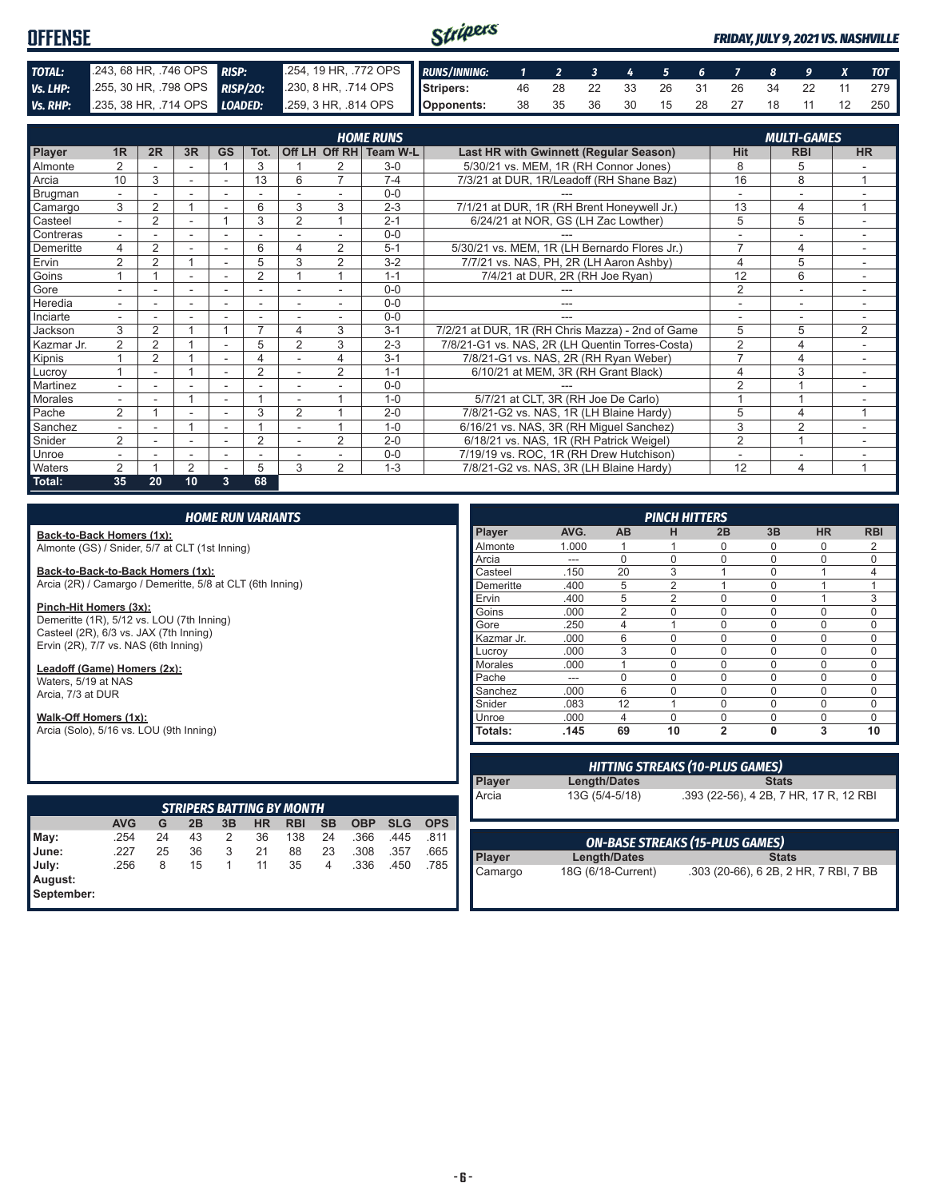# OFFENSE

*FRIDAY, JULY 9, 2021 VS. NASHVILLE*

| | | | |
|---|---|---|---|
| **TOTAL:** | .243, 68 HR, .746 OPS | **RISP:** | .254, 19 HR, .772 OPS |
| **Vs. LHP:** | .255, 30 HR, .798 OPS | **RISP/2O:** | .230, 8 HR, .714 OPS |
| **Vs. RHP:** | .235, 38 HR, .714 OPS | **LOADED:** | .259, 3 HR, .814 OPS |

| RUNS/INNING: | 1 | 2 | 3 | 4 | 5 | 6 | 7 | 8 | 9 | X | TOT |
|---|---|---|---|---|---|---|---|---|---|---|---|
| Stripers: | 46 | 28 | 22 | 33 | 26 | 31 | 26 | 34 | 22 | 11 | 279 |
| Opponents: | 38 | 35 | 36 | 30 | 15 | 28 | 27 | 18 | 11 | 12 | 250 |

## HOME RUNS / MULTI-GAMES

| Player | 1R | 2R | 3R | GS | Tot. | Off LH | Off RH | Team W-L | Last HR with Gwinnett (Regular Season) | Hit | RBI | HR |
|---|---|---|---|---|---|---|---|---|---|---|---|---|
| Almonte | 2 | - | - | 1 | 3 | 1 | 2 | 3-0 | 5/30/21 vs. MEM, 1R (RH Connor Jones) | 8 | 5 | - |
| Arcia | 10 | 3 | - | - | 13 | 6 | 7 | 7-4 | 7/3/21 at DUR, 1R/Leadoff (RH Shane Baz) | 16 | 8 | 1 |
| Brugman | - | - | - | - | - | - | - | 0-0 | --- | - | - | - |
| Camargo | 3 | 2 | 1 | - | 6 | 3 | 3 | 2-3 | 7/1/21 at DUR, 1R (RH Brent Honeywell Jr.) | 13 | 4 | 1 |
| Casteel | - | 2 | - | 1 | 3 | 2 | 1 | 2-1 | 6/24/21 at NOR, GS (LH Zac Lowther) | 5 | 5 | - |
| Contreras | - | - | - | - | - | - | - | 0-0 | --- | - | - | - |
| Demeritte | 4 | 2 | - | - | 6 | 4 | 2 | 5-1 | 5/30/21 vs. MEM, 1R (LH Bernardo Flores Jr.) | 7 | 4 | - |
| Ervin | 2 | 2 | 1 | - | 5 | 3 | 2 | 3-2 | 7/7/21 vs. NAS, PH, 2R (LH Aaron Ashby) | 4 | 5 | - |
| Goins | 1 | 1 | - | - | 2 | 1 | 1 | 1-1 | 7/4/21 at DUR, 2R (RH Joe Ryan) | 12 | 6 | - |
| Gore | - | - | - | - | - | - | - | 0-0 | --- | 2 | - | - |
| Heredia | - | - | - | - | - | - | - | 0-0 | --- | - | - | - |
| Inciarte | - | - | - | - | - | - | - | 0-0 | --- | - | - | - |
| Jackson | 3 | 2 | 1 | 1 | 7 | 4 | 3 | 3-1 | 7/2/21 at DUR, 1R (RH Chris Mazza) - 2nd of Game | 5 | 5 | 2 |
| Kazmar Jr. | 2 | 2 | 1 | - | 5 | 2 | 3 | 2-3 | 7/8/21-G1 vs. NAS, 2R (LH Quentin Torres-Costa) | 2 | 4 | - |
| Kipnis | 1 | 2 | 1 | - | 4 | - | 4 | 3-1 | 7/8/21-G1 vs. NAS, 2R (RH Ryan Weber) | 7 | 4 | - |
| Lucroy | 1 | - | 1 | - | 2 | - | 2 | 1-1 | 6/10/21 at MEM, 3R (RH Grant Black) | 4 | 3 | - |
| Martinez | - | - | - | - | - | - | - | 0-0 | --- | 2 | 1 | - |
| Morales | - | - | 1 | - | 1 | - | 1 | 1-0 | 5/7/21 at CLT, 3R (RH Joe De Carlo) | 1 | 1 | - |
| Pache | 2 | 1 | - | - | 3 | 2 | 1 | 2-0 | 7/8/21-G2 vs. NAS, 1R (LH Blaine Hardy) | 5 | 4 | 1 |
| Sanchez | - | - | 1 | - | 1 | - | 1 | 1-0 | 6/16/21 vs. NAS, 3R (RH Miguel Sanchez) | 3 | 2 | - |
| Snider | 2 | - | - | - | 2 | - | 2 | 2-0 | 6/18/21 vs. NAS, 1R (RH Patrick Weigel) | 2 | 1 | - |
| Unroe | - | - | - | - | - | - | - | 0-0 | 7/19/19 vs. ROC, 1R (RH Drew Hutchison) | - | - | - |
| Waters | 2 | 1 | 2 | - | 5 | 3 | 2 | 1-3 | 7/8/21-G2 vs. NAS, 3R (LH Blaine Hardy) | 12 | 4 | 1 |
| **Total:** | **35** | **20** | **10** | **3** | **68** | | | | | | | |

## HOME RUN VARIANTS

**Back-to-Back Homers (1x):**
Almonte (GS) / Snider, 5/7 at CLT (1st Inning)

**Back-to-Back-to-Back Homers (1x):**
Arcia (2R) / Camargo / Demeritte, 5/8 at CLT (6th Inning)

**Pinch-Hit Homers (3x):**
Demeritte (1R), 5/12 vs. LOU (7th Inning)
Casteel (2R), 6/3 vs. JAX (7th Inning)
Ervin (2R), 7/7 vs. NAS (6th Inning)

**Leadoff (Game) Homers (2x):**
Waters, 5/19 at NAS
Arcia, 7/3 at DUR

**Walk-Off Homers (1x):**
Arcia (Solo), 5/16 vs. LOU (9th Inning)

## PINCH HITTERS

| Player | AVG. | AB | H | 2B | 3B | HR | RBI |
|---|---|---|---|---|---|---|---|
| Almonte | 1.000 | 1 | 1 | 0 | 0 | 0 | 2 |
| Arcia | --- | 0 | 0 | 0 | 0 | 0 | 0 |
| Casteel | .150 | 20 | 3 | 1 | 0 | 1 | 4 |
| Demeritte | .400 | 5 | 2 | 1 | 0 | 1 | 1 |
| Ervin | .400 | 5 | 2 | 0 | 0 | 1 | 3 |
| Goins | .000 | 2 | 0 | 0 | 0 | 0 | 0 |
| Gore | .250 | 4 | 1 | 0 | 0 | 0 | 0 |
| Kazmar Jr. | .000 | 6 | 0 | 0 | 0 | 0 | 0 |
| Lucroy | .000 | 3 | 0 | 0 | 0 | 0 | 0 |
| Morales | .000 | 1 | 0 | 0 | 0 | 0 | 0 |
| Pache | --- | 0 | 0 | 0 | 0 | 0 | 0 |
| Sanchez | .000 | 6 | 0 | 0 | 0 | 0 | 0 |
| Snider | .083 | 12 | 1 | 0 | 0 | 0 | 0 |
| Unroe | .000 | 4 | 0 | 0 | 0 | 0 | 0 |
| **Totals:** | **.145** | **69** | **10** | **2** | **0** | **3** | **10** |

## HITTING STREAKS (10-PLUS GAMES)

| Player | Length/Dates | Stats |
|---|---|---|
| Arcia | 13G (5/4-5/18) | .393 (22-56), 4 2B, 7 HR, 17 R, 12 RBI |

## STRIPERS BATTING BY MONTH

| | AVG | G | 2B | 3B | HR | RBI | SB | OBP | SLG | OPS |
|---|---|---|---|---|---|---|---|---|---|---|
| May: | .254 | 24 | 43 | 2 | 36 | 138 | 24 | .366 | .445 | .811 |
| June: | .227 | 25 | 36 | 3 | 21 | 88 | 23 | .308 | .357 | .665 |
| July: | .256 | 8 | 15 | 1 | 11 | 35 | 4 | .336 | .450 | .785 |
| August: | | | | | | | | | | |
| September: | | | | | | | | | | |

## ON-BASE STREAKS (15-PLUS GAMES)

| Player | Length/Dates | Stats |
|---|---|---|
| Camargo | 18G (6/18-Current) | .303 (20-66), 6 2B, 2 HR, 7 RBI, 7 BB |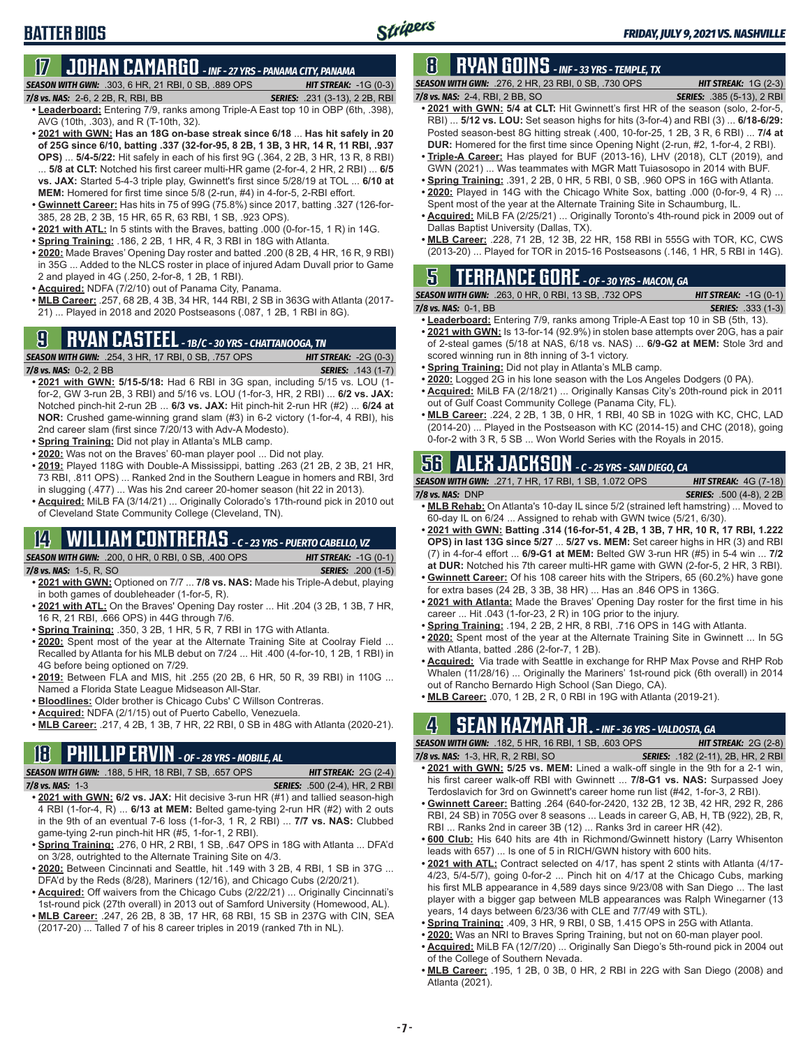# BATTER BIOS

*FRIDAY, JULY 9, 2021 VS. NASHVILLE*

## 17 JOHAN CAMARGO - INF - 27 YRS - PANAMA CITY, PANAMA

**SEASON WITH GWN:** .303, 6 HR, 21 RBI, 0 SB, .889 OPS **HIT STREAK:** -1G (0-3)
**7/8 vs. NAS:** 2-6, 2 2B, R, RBI, BB **SERIES:** .231 (3-13), 2 2B, RBI

- **Leaderboard:** Entering 7/9, ranks among Triple-A East top 10 in OBP (6th, .398), AVG (10th, .303), and R (T-10th, 32).
- **2021 with GWN: Has an 18G on-base streak since 6/18** ... **Has hit safely in 20 of 25G since 6/10, batting .337 (32-for-95, 8 2B, 1 3B, 3 HR, 14 R, 11 RBI, .937 OPS)** ... **5/4-5/22:** Hit safely in each of his first 9G (.364, 2 2B, 3 HR, 13 R, 8 RBI) ... **5/8 at CLT:** Notched his first career multi-HR game (2-for-4, 2 HR, 2 RBI) ... **6/5 vs. JAX:** Started 5-4-3 triple play, Gwinnett's first since 5/28/19 at TOL ... **6/10 at MEM:** Homered for first time since 5/8 (2-run, #4) in 4-for-5, 2-RBI effort.
- **Gwinnett Career:** Has hits in 75 of 99G (75.8%) since 2017, batting .327 (126-for-385, 28 2B, 2 3B, 15 HR, 65 R, 63 RBI, 1 SB, .923 OPS).
- **2021 with ATL:** In 5 stints with the Braves, batting .000 (0-for-15, 1 R) in 14G.
- **Spring Training:** .186, 2 2B, 1 HR, 4 R, 3 RBI in 18G with Atlanta.
- **2020:** Made Braves' Opening Day roster and batted .200 (8 2B, 4 HR, 16 R, 9 RBI) in 35G ... Added to the NLCS roster in place of injured Adam Duvall prior to Game 2 and played in 4G (.250, 2-for-8, 1 2B, 1 RBI).
- **Acquired:** NDFA (7/2/10) out of Panama City, Panama.
- **MLB Career:** .257, 68 2B, 4 3B, 34 HR, 144 RBI, 2 SB in 363G with Atlanta (2017-21) ... Played in 2018 and 2020 Postseasons (.087, 1 2B, 1 RBI in 8G).

## 9 RYAN CASTEEL - 1B/C - 30 YRS - CHATTANOOGA, TN

**SEASON WITH GWN:** .254, 3 HR, 17 RBI, 0 SB, .757 OPS **HIT STREAK:** -2G (0-3)
**7/8 vs. NAS:** 0-2, 2 BB **SERIES:** .143 (1-7)

- **2021 with GWN: 5/15-5/18:** Had 6 RBI in 3G span, including 5/15 vs. LOU (1-for-2, GW 3-run 2B, 3 RBI) and 5/16 vs. LOU (1-for-3, HR, 2 RBI) ... **6/2 vs. JAX:** Notched pinch-hit 2-run 2B ... **6/3 vs. JAX:** Hit pinch-hit 2-run HR (#2) ... **6/24 at NOR:** Crushed game-winning grand slam (#3) in 6-2 victory (1-for-4, 4 RBI), his 2nd career slam (first since 7/20/13 with Adv-A Modesto).
- **Spring Training:** Did not play in Atlanta's MLB camp.
- **2020:** Was not on the Braves' 60-man player pool ... Did not play.
- **2019:** Played 118G with Double-A Mississippi, batting .263 (21 2B, 2 3B, 21 HR, 73 RBI, .811 OPS) ... Ranked 2nd in the Southern League in homers and RBI, 3rd in slugging (.477) ... Was his 2nd career 20-homer season (hit 22 in 2013).
- **Acquired:** MiLB FA (3/14/21) ... Originally Colorado's 17th-round pick in 2010 out of Cleveland State Community College (Cleveland, TN).

## 14 WILLIAM CONTRERAS - C - 23 YRS - PUERTO CABELLO, VZ

**SEASON WITH GWN:** .200, 0 HR, 0 RBI, 0 SB, .400 OPS **HIT STREAK:** -1G (0-1)
**7/8 vs. NAS:** 1-5, R, SO **SERIES:** .200 (1-5)

- **2021 with GWN:** Optioned on 7/7 ... **7/8 vs. NAS:** Made his Triple-A debut, playing in both games of doubleheader (1-for-5, R).
- **2021 with ATL:** On the Braves' Opening Day roster ... Hit .204 (3 2B, 1 3B, 7 HR, 16 R, 21 RBI, .666 OPS) in 44G through 7/6.
- **Spring Training:** .350, 3 2B, 1 HR, 5 R, 7 RBI in 17G with Atlanta.
- **2020:** Spent most of the year at the Alternate Training Site at Coolray Field ... Recalled by Atlanta for his MLB debut on 7/24 ... Hit .400 (4-for-10, 1 2B, 1 RBI) in 4G before being optioned on 7/29.
- **2019:** Between FLA and MIS, hit .255 (20 2B, 6 HR, 50 R, 39 RBI) in 110G ... Named a Florida State League Midseason All-Star.
- **Bloodlines:** Older brother is Chicago Cubs' C Willson Contreras.
- **Acquired:** NDFA (2/1/15) out of Puerto Cabello, Venezuela.
- **MLB Career:** .217, 4 2B, 1 3B, 7 HR, 22 RBI, 0 SB in 48G with Atlanta (2020-21).

## 18 PHILLIP ERVIN - OF - 28 YRS - MOBILE, AL

**SEASON WITH GWN:** .188, 5 HR, 18 RBI, 7 SB, .657 OPS **HIT STREAK:** 2G (2-4)
**7/8 vs. NAS:** 1-3 **SERIES:** .500 (2-4), HR, 2 RBI

- **2021 with GWN: 6/2 vs. JAX:** Hit decisive 3-run HR (#1) and tallied season-high 4 RBI (1-for-4, R) ... **6/13 at MEM:** Belted game-tying 2-run HR (#2) with 2 outs in the 9th of an eventual 7-6 loss (1-for-3, 1 R, 2 RBI) ... **7/7 vs. NAS:** Clubbed game-tying 2-run pinch-hit HR (#5, 1-for-1, 2 RBI).
- **Spring Training:** .276, 0 HR, 2 RBI, 1 SB, .647 OPS in 18G with Atlanta ... DFA'd on 3/28, outrighted to the Alternate Training Site on 4/3.
- **2020:** Between Cincinnati and Seattle, hit .149 with 3 2B, 4 RBI, 1 SB in 37G ... DFA'd by the Reds (8/28), Mariners (12/16), and Chicago Cubs (2/20/21).
- **Acquired:** Off waivers from the Chicago Cubs (2/22/21) ... Originally Cincinnati's 1st-round pick (27th overall) in 2013 out of Samford University (Homewood, AL).
- **MLB Career:** .247, 26 2B, 8 3B, 17 HR, 68 RBI, 15 SB in 237G with CIN, SEA (2017-20) ... Talled 7 of his 8 career triples in 2019 (ranked 7th in NL).

## 8 RYAN GOINS - INF - 33 YRS - TEMPLE, TX

**SEASON WITH GWN:** .276, 2 HR, 23 RBI, 0 SB, .730 OPS **HIT STREAK:** 1G (2-3)
**7/8 vs. NAS:** 2-4, RBI, 2 BB, SO **SERIES:** .385 (5-13), 2 RBI

- **2021 with GWN: 5/4 at CLT:** Hit Gwinnett's first HR of the season (solo, 2-for-5, RBI) ... **5/12 vs. LOU:** Set season highs for hits (3-for-4) and RBI (3) ... **6/18-6/29:** Posted season-best 8G hitting streak (.400, 10-for-25, 1 2B, 3 R, 6 RBI) ... **7/4 at DUR:** Homered for the first time since Opening Night (2-run, #2, 1-for-4, 2 RBI).
- **Triple-A Career:** Has played for BUF (2013-16), LHV (2018), CLT (2019), and GWN (2021) ... Was teammates with MGR Matt Tuiasosopo in 2014 with BUF.
- **Spring Training:** .391, 2 2B, 0 HR, 5 RBI, 0 SB, .960 OPS in 16G with Atlanta.
- **2020:** Played in 14G with the Chicago White Sox, batting .000 (0-for-9, 4 R) ... Spent most of the year at the Alternate Training Site in Schaumburg, IL.
- **Acquired:** MiLB FA (2/25/21) ... Originally Toronto's 4th-round pick in 2009 out of Dallas Baptist University (Dallas, TX).
- **MLB Career:** .228, 71 2B, 12 3B, 22 HR, 158 RBI in 555G with TOR, KC, CWS (2013-20) ... Played for TOR in 2015-16 Postseasons (.146, 1 HR, 5 RBI in 14G).

## 5 TERRANCE GORE - OF - 30 YRS - MACON, GA

**SEASON WITH GWN:** .263, 0 HR, 0 RBI, 13 SB, .732 OPS **HIT STREAK:** -1G (0-1)
**7/8 vs. NAS:** 0-1, BB **SERIES:** .333 (1-3)

- **Leaderboard:** Entering 7/9, ranks among Triple-A East top 10 in SB (5th, 13).
- **2021 with GWN:** Is 13-for-14 (92.9%) in stolen base attempts over 20G, has a pair of 2-steal games (5/18 at NAS, 6/18 vs. NAS) ... **6/9-G2 at MEM:** Stole 3rd and scored winning run in 8th inning of 3-1 victory.
- **Spring Training:** Did not play in Atlanta's MLB camp.
- **2020:** Logged 2G in his lone season with the Los Angeles Dodgers (0 PA).
- **Acquired:** MiLB FA (2/18/21) ... Originally Kansas City's 20th-round pick in 2011 out of Gulf Coast Community College (Panama City, FL).
- **MLB Career:** .224, 2 2B, 1 3B, 0 HR, 1 RBI, 40 SB in 102G with KC, CHC, LAD (2014-20) ... Played in the Postseason with KC (2014-15) and CHC (2018), going 0-for-2 with 3 R, 5 SB ... Won World Series with the Royals in 2015.

## 56 ALEX JACKSON - C - 25 YRS - SAN DIEGO, CA

**SEASON WITH GWN:** .271, 7 HR, 17 RBI, 1 SB, 1.072 OPS **HIT STREAK:** 4G (7-18)
**7/8 vs. NAS:** DNP **SERIES:** .500 (4-8), 2 2B

- **MLB Rehab:** On Atlanta's 10-day IL since 5/2 (strained left hamstring) ... Moved to 60-day IL on 6/24 ... Assigned to rehab with GWN twice (5/21, 6/30).
- **2021 with GWN: Batting .314 (16-for-51, 4 2B, 1 3B, 7 HR, 10 R, 17 RBI, 1.222 OPS) in last 13G since 5/27** ... **5/27 vs. MEM:** Set career highs in HR (3) and RBI (7) in 4-for-4 effort ... **6/9-G1 at MEM:** Belted GW 3-run HR (#5) in 5-4 win ... **7/2 at DUR:** Notched his 7th career multi-HR game with GWN (2-for-5, 2 HR, 3 RBI).
- **Gwinnett Career:** Of his 108 career hits with the Stripers, 65 (60.2%) have gone for extra bases (24 2B, 3 3B, 38 HR) ... Has an .846 OPS in 136G.
- **2021 with Atlanta:** Made the Braves' Opening Day roster for the first time in his career ... Hit .043 (1-for-23, 2 R) in 10G prior to the injury.
- **Spring Training:** .194, 2 2B, 2 HR, 8 RBI, .716 OPS in 14G with Atlanta.
- **2020:** Spent most of the year at the Alternate Training Site in Gwinnett ... In 5G with Atlanta, batted .286 (2-for-7, 1 2B).
- **Acquired:** Via trade with Seattle in exchange for RHP Max Povse and RHP Rob Whalen (11/28/16) ... Originally the Mariners' 1st-round pick (6th overall) in 2014 out of Rancho Bernardo High School (San Diego, CA).
- **MLB Career:** .070, 1 2B, 2 R, 0 RBI in 19G with Atlanta (2019-21).

## 4 SEAN KAZMAR JR. - INF - 36 YRS - VALDOSTA, GA

**SEASON WITH GWN:** .182, 5 HR, 16 RBI, 1 SB, .603 OPS **HIT STREAK:** 2G (2-8)
**7/8 vs. NAS:** 1-3, HR, R, 2 RBI, SO **SERIES:** .182 (2-11), 2B, HR, 2 RBI

- **2021 with GWN: 5/25 vs. MEM:** Lined a walk-off single in the 9th for a 2-1 win, his first career walk-off RBI with Gwinnett ... **7/8-G1 vs. NAS:** Surpassed Joey Terdoslavich for 3rd on Gwinnett's career home run list (#42, 1-for-3, 2 RBI).
- **Gwinnett Career:** Batting .264 (640-for-2420, 132 2B, 12 3B, 42 HR, 292 R, 286 RBI, 24 SB) in 705G over 8 seasons ... Leads in career G, AB, H, TB (922), 2B, R, RBI ... Ranks 2nd in career 3B (12) ... Ranks 3rd in career HR (42).
- **600 Club:** His 640 hits are 4th in Richmond/Gwinnett history (Larry Whisenton leads with 657) ... Is one of 5 in RICH/GWN history with 600 hits.
- **2021 with ATL:** Contract selected on 4/17, has spent 2 stints with Atlanta (4/17-4/23, 5/4-5/7), going 0-for-2 ... Pinch hit on 4/17 at the Chicago Cubs, marking his first MLB appearance in 4,589 days since 9/23/08 with San Diego ... The last player with a bigger gap between MLB appearances was Ralph Winegarner (13 years, 14 days between 6/23/36 with CLE and 7/7/49 with STL).
- **Spring Training:** .409, 3 HR, 9 RBI, 0 SB, 1.415 OPS in 25G with Atlanta.
- **2020:** Was an NRI to Braves Spring Training, but not on 60-man player pool.
- **Acquired:** MiLB FA (12/7/20) ... Originally San Diego's 5th-round pick in 2004 out of the College of Southern Nevada.
- **MLB Career:** .195, 1 2B, 0 3B, 0 HR, 2 RBI in 22G with San Diego (2008) and Atlanta (2021).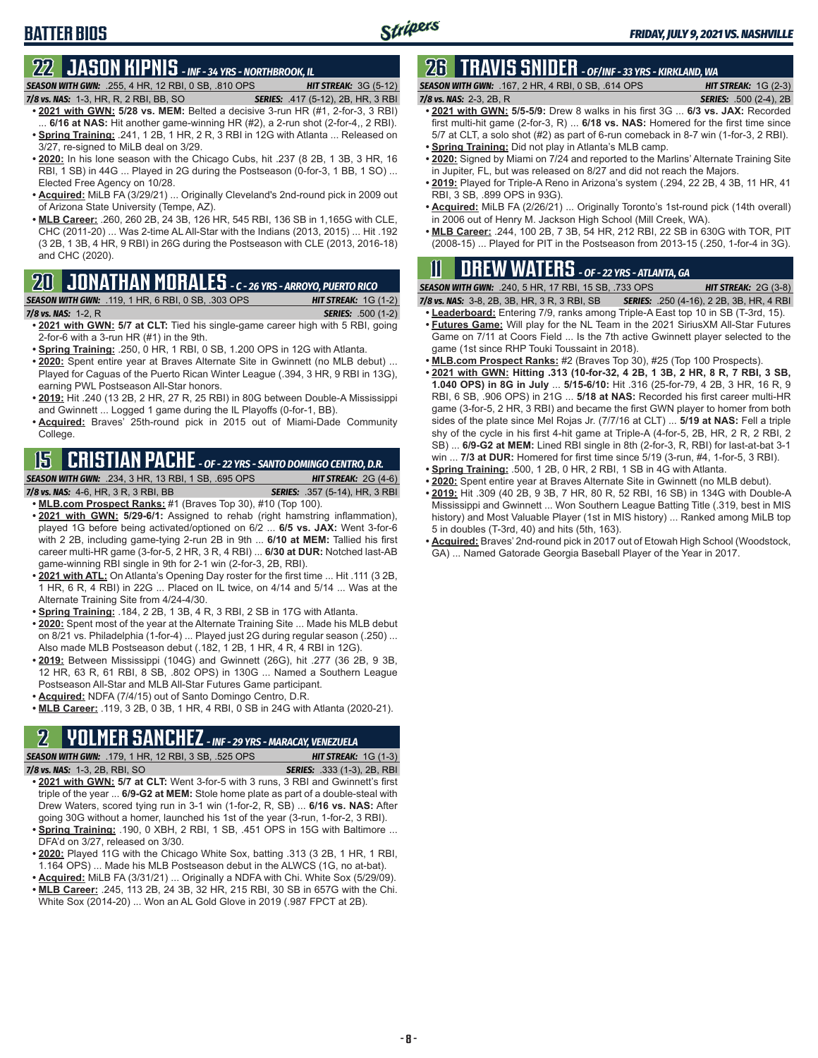# BATTER BIOS

*FRIDAY, JULY 9, 2021 VS. NASHVILLE*

## 22 JASON KIPNIS - INF - 34 YRS - NORTHBROOK, IL

**SEASON WITH GWN:** .255, 4 HR, 12 RBI, 0 SB, .810 OPS **HIT STREAK:** 3G (5-12)
**7/8 vs. NAS:** 1-3, HR, R, 2 RBI, BB, SO **SERIES:** .417 (5-12), 2B, HR, 3 RBI

- **2021 with GWN: 5/28 vs. MEM:** Belted a decisive 3-run HR (#1, 2-for-3, 3 RBI) ... **6/16 at NAS:** Hit another game-winning HR (#2), a 2-run shot (2-for-4,, 2 RBI).
- **Spring Training:** .241, 1 2B, 1 HR, 2 R, 3 RBI in 12G with Atlanta ... Released on 3/27, re-signed to MiLB deal on 3/29.
- **2020:** In his lone season with the Chicago Cubs, hit .237 (8 2B, 1 3B, 3 HR, 16 RBI, 1 SB) in 44G ... Played in 2G during the Postseason (0-for-3, 1 BB, 1 SO) ... Elected Free Agency on 10/28.
- **Acquired:** MiLB FA (3/29/21) ... Originally Cleveland's 2nd-round pick in 2009 out of Arizona State University (Tempe, AZ).
- **MLB Career:** .260, 260 2B, 24 3B, 126 HR, 545 RBI, 136 SB in 1,165G with CLE, CHC (2011-20) ... Was 2-time AL All-Star with the Indians (2013, 2015) ... Hit .192 (3 2B, 1 3B, 4 HR, 9 RBI) in 26G during the Postseason with CLE (2013, 2016-18) and CHC (2020).

## 20 JONATHAN MORALES - C - 26 YRS - ARROYO, PUERTO RICO

**SEASON WITH GWN:** .119, 1 HR, 6 RBI, 0 SB, .303 OPS **HIT STREAK:** 1G (1-2)
**7/8 vs. NAS:** 1-2, R **SERIES:** .500 (1-2)

- **2021 with GWN: 5/7 at CLT:** Tied his single-game career high with 5 RBI, going 2-for-6 with a 3-run HR (#1) in the 9th.
- **Spring Training:** .250, 0 HR, 1 RBI, 0 SB, 1.200 OPS in 12G with Atlanta.
- **2020:** Spent entire year at Braves Alternate Site in Gwinnett (no MLB debut) ... Played for Caguas of the Puerto Rican Winter League (.394, 3 HR, 9 RBI in 13G), earning PWL Postseason All-Star honors.
- **2019:** Hit .240 (13 2B, 2 HR, 27 R, 25 RBI) in 80G between Double-A Mississippi and Gwinnett ... Logged 1 game during the IL Playoffs (0-for-1, BB).
- **Acquired:** Braves' 25th-round pick in 2015 out of Miami-Dade Community College.

## 15 CRISTIAN PACHE - OF - 22 YRS - SANTO DOMINGO CENTRO, D.R.

**SEASON WITH GWN:** .234, 3 HR, 13 RBI, 1 SB, .695 OPS **HIT STREAK:** 2G (4-6)
**7/8 vs. NAS:** 4-6, HR, 3 R, 3 RBI, BB **SERIES:** .357 (5-14), HR, 3 RBI

- **MLB.com Prospect Ranks:** #1 (Braves Top 30), #10 (Top 100).
- **2021 with GWN: 5/29-6/1:** Assigned to rehab (right hamstring inflammation), played 1G before being activated/optioned on 6/2 ... **6/5 vs. JAX:** Went 3-for-6 with 2 2B, including game-tying 2-run 2B in 9th ... **6/10 at MEM:** Tallied his first career multi-HR game (3-for-5, 2 HR, 3 R, 4 RBI) ... **6/30 at DUR:** Notched last-AB game-winning RBI single in 9th for 2-1 win (2-for-3, 2B, RBI).
- **2021 with ATL:** On Atlanta's Opening Day roster for the first time ... Hit .111 (3 2B, 1 HR, 6 R, 4 RBI) in 22G ... Placed on IL twice, on 4/14 and 5/14 ... Was at the Alternate Training Site from 4/24-4/30.
- **Spring Training:** .184, 2 2B, 1 3B, 4 R, 3 RBI, 2 SB in 17G with Atlanta.
- **2020:** Spent most of the year at the Alternate Training Site ... Made his MLB debut on 8/21 vs. Philadelphia (1-for-4) ... Played just 2G during regular season (.250) ... Also made MLB Postseason debut (.182, 1 2B, 1 HR, 4 R, 4 RBI in 12G).
- **2019:** Between Mississippi (104G) and Gwinnett (26G), hit .277 (36 2B, 9 3B, 12 HR, 63 R, 61 RBI, 8 SB, .802 OPS) in 130G ... Named a Southern League Postseason All-Star and MLB All-Star Futures Game participant.
- **Acquired:** NDFA (7/4/15) out of Santo Domingo Centro, D.R.
- **MLB Career:** .119, 3 2B, 0 3B, 1 HR, 4 RBI, 0 SB in 24G with Atlanta (2020-21).

## 2 YOLMER SANCHEZ - INF - 29 YRS - MARACAY, VENEZUELA

**SEASON WITH GWN:** .179, 1 HR, 12 RBI, 3 SB, .525 OPS **HIT STREAK:** 1G (1-3)
**7/8 vs. NAS:** 1-3, 2B, RBI, SO **SERIES:** .333 (1-3), 2B, RBI

- **2021 with GWN: 5/7 at CLT:** Went 3-for-5 with 3 runs, 3 RBI and Gwinnett's first triple of the year ... **6/9-G2 at MEM:** Stole home plate as part of a double-steal with Drew Waters, scored tying run in 3-1 win (1-for-2, R, SB) ... **6/16 vs. NAS:** After going 30G without a homer, launched his 1st of the year (3-run, 1-for-2, 3 RBI).
- **Spring Training:** .190, 0 XBH, 2 RBI, 1 SB, .451 OPS in 15G with Baltimore ... DFA'd on 3/27, released on 3/30.
- **2020:** Played 11G with the Chicago White Sox, batting .313 (3 2B, 1 HR, 1 RBI, 1.164 OPS) ... Made his MLB Postseason debut in the ALWCS (1G, no at-bat).
- **Acquired:** MiLB FA (3/31/21) ... Originally a NDFA with Chi. White Sox (5/29/09).
- **MLB Career:** .245, 113 2B, 24 3B, 32 HR, 215 RBI, 30 SB in 657G with the Chi. White Sox (2014-20) ... Won an AL Gold Glove in 2019 (.987 FPCT at 2B).

## 26 TRAVIS SNIDER - OF/INF - 33 YRS - KIRKLAND, WA

**SEASON WITH GWN:** .167, 2 HR, 4 RBI, 0 SB, .614 OPS **HIT STREAK:** 1G (2-3)
**7/8 vs. NAS:** 2-3, 2B, R **SERIES:** .500 (2-4), 2B

- **2021 with GWN: 5/5-5/9:** Drew 8 walks in his first 3G ... **6/3 vs. JAX:** Recorded first multi-hit game (2-for-3, R) ... **6/18 vs. NAS:** Homered for the first time since 5/7 at CLT, a solo shot (#2) as part of 6-run comeback in 8-7 win (1-for-3, 2 RBI).
- **Spring Training:** Did not play in Atlanta's MLB camp.
- **2020:** Signed by Miami on 7/24 and reported to the Marlins' Alternate Training Site in Jupiter, FL, but was released on 8/27 and did not reach the Majors.
- **2019:** Played for Triple-A Reno in Arizona's system (.294, 22 2B, 4 3B, 11 HR, 41 RBI, 3 SB, .899 OPS in 93G).
- **Acquired:** MiLB FA (2/26/21) ... Originally Toronto's 1st-round pick (14th overall) in 2006 out of Henry M. Jackson High School (Mill Creek, WA).
- **MLB Career:** .244, 100 2B, 7 3B, 54 HR, 212 RBI, 22 SB in 630G with TOR, PIT (2008-15) ... Played for PIT in the Postseason from 2013-15 (.250, 1-for-4 in 3G).

## 11 DREW WATERS - OF - 22 YRS - ATLANTA, GA

**SEASON WITH GWN:** .240, 5 HR, 17 RBI, 15 SB, .733 OPS **HIT STREAK:** 2G (3-8)
**7/8 vs. NAS:** 3-8, 2B, 3B, HR, 3 R, 3 RBI, SB **SERIES:** .250 (4-16), 2 2B, 3B, HR, 4 RBI

- **Leaderboard:** Entering 7/9, ranks among Triple-A East top 10 in SB (T-3rd, 15).
- **Futures Game:** Will play for the NL Team in the 2021 SiriusXM All-Star Futures Game on 7/11 at Coors Field ... Is the 7th active Gwinnett player selected to the game (1st since RHP Touki Toussaint in 2018).
- **MLB.com Prospect Ranks:** #2 (Braves Top 30), #25 (Top 100 Prospects).
- **2021 with GWN: Hitting .313 (10-for-32, 4 2B, 1 3B, 2 HR, 8 R, 7 RBI, 3 SB, 1.040 OPS) in 8G in July** ... **5/15-6/10:** Hit .316 (25-for-79, 4 2B, 3 HR, 16 R, 9 RBI, 6 SB, .906 OPS) in 21G ... **5/18 at NAS:** Recorded his first career multi-HR game (3-for-5, 2 HR, 3 RBI) and became the first GWN player to homer from both sides of the plate since Mel Rojas Jr. (7/7/16 at CLT) ... **5/19 at NAS:** Fell a triple shy of the cycle in his first 4-hit game at Triple-A (4-for-5, 2B, HR, 2 R, 2 RBI, 2 SB) ... **6/9-G2 at MEM:** Lined RBI single in 8th (2-for-3, R, RBI) for last-at-bat 3-1 win ... **7/3 at DUR:** Homered for first time since 5/19 (3-run, #4, 1-for-5, 3 RBI).
- **Spring Training:** .500, 1 2B, 0 HR, 2 RBI, 1 SB in 4G with Atlanta.
- **2020:** Spent entire year at Braves Alternate Site in Gwinnett (no MLB debut).
- **2019:** Hit .309 (40 2B, 9 3B, 7 HR, 80 R, 52 RBI, 16 SB) in 134G with Double-A Mississippi and Gwinnett ... Won Southern League Batting Title (.319, best in MIS history) and Most Valuable Player (1st in MIS history) ... Ranked among MiLB top 5 in doubles (T-3rd, 40) and hits (5th, 163).
- **Acquired:** Braves' 2nd-round pick in 2017 out of Etowah High School (Woodstock, GA) ... Named Gatorade Georgia Baseball Player of the Year in 2017.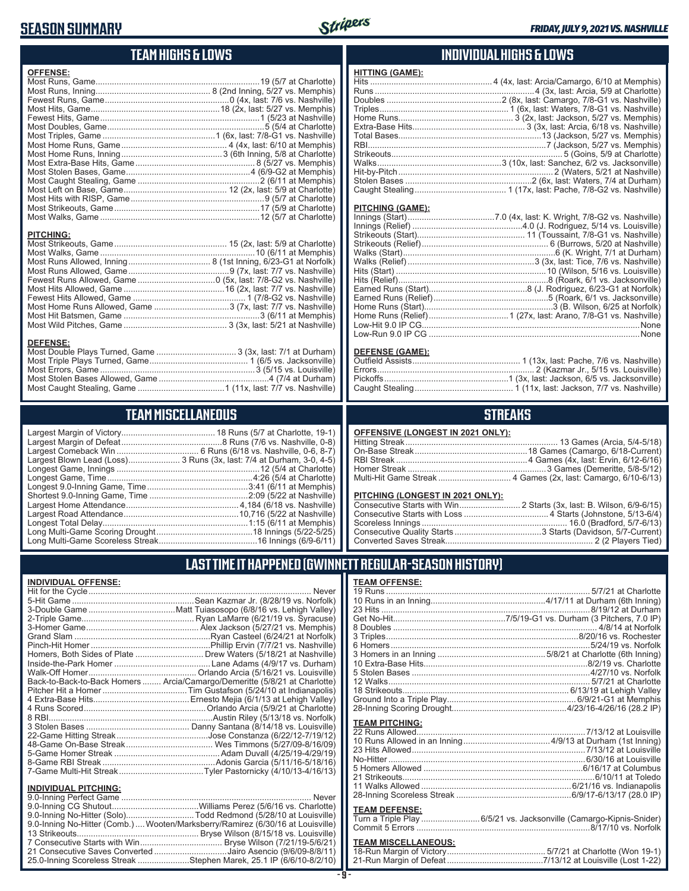# SEASON SUMMARY

FRIDAY, JULY 9, 2021 VS. NASHVILLE

## TEAM HIGHS & LOWS

**OFFENSE:**

| | |
|---|---|
| Most Runs, Game | 19 (5/7 at Charlotte) |
| Most Runs, Inning | 8 (2nd Inning, 5/27 vs. Memphis) |
| Fewest Runs, Game | 0 (4x, last: 7/6 vs. Nashville) |
| Most Hits, Game | 18 (2x, last: 5/27 vs. Memphis) |
| Fewest Hits, Game | 1 (5/23 at Nashville) |
| Most Doubles, Game | 5 (5/4 at Charlotte) |
| Most Triples, Game | 1 (6x, last: 7/8-G1 vs. Nashville) |
| Most Home Runs, Game | 4 (4x, last: 6/10 at Memphis) |
| Most Home Runs, Inning | 3 (6th Inning, 5/8 at Charlotte) |
| Most Extra-Base Hits, Game | 8 (5/27 vs. Memphis) |
| Most Stolen Bases, Game | 4 (6/9-G2 at Memphis) |
| Most Caught Stealing, Game | 2 (6/11 at Memphis) |
| Most Left on Base, Game | 12 (2x, last: 5/9 at Charlotte) |
| Most Hits with RISP, Game | 9 (5/7 at Charlotte) |
| Most Strikeouts, Game | 17 (5/9 at Charlotte) |
| Most Walks, Game | 12 (5/7 at Charlotte) |

**PITCHING:**

| | |
|---|---|
| Most Strikeouts, Game | 15 (2x, last: 5/9 at Charlotte) |
| Most Walks, Game | 10 (6/11 at Memphis) |
| Most Runs Allowed, Inning | 8 (1st Inning, 6/23-G1 at Norfolk) |
| Most Runs Allowed, Game | 9 (7x, last: 7/7 vs. Nashville) |
| Fewest Runs Allowed, Game | 0 (5x, last: 7/8-G2 vs. Nashville) |
| Most Hits Allowed, Game | 16 (2x, last: 7/7 vs. Nashville) |
| Fewest Hits Allowed, Game | 1 (7/8-G2 vs. Nashville) |
| Most Home Runs Allowed, Game | 3 (7x, last: 7/7 vs. Nashville) |
| Most Hit Batsmen, Game | 3 (6/11 at Memphis) |
| Most Wild Pitches, Game | 3 (3x, last: 5/21 at Nashville) |

**DEFENSE:**

| | |
|---|---|
| Most Double Plays Turned, Game | 3 (3x, last: 7/1 at Durham) |
| Most Triple Plays Turned, Game | 1 (6/5 vs. Jacksonville) |
| Most Errors, Game | 3 (5/15 vs. Louisville) |
| Most Stolen Bases Allowed, Game | 4 (7/4 at Durham) |
| Most Caught Stealing, Game | 1 (11x, last: 7/7 vs. Nashville) |

## INDIVIDUAL HIGHS & LOWS

**HITTING (GAME):**

| | |
|---|---|
| Hits | 4 (4x, last: Arcia/Camargo, 6/10 at Memphis) |
| Runs | 4 (3x, last: Arcia, 5/9 at Charlotte) |
| Doubles | 2 (8x, last: Camargo, 7/8-G1 vs. Nashville) |
| Triples | 1 (6x, last: Waters, 7/8-G1 vs. Nashville) |
| Home Runs | 3 (2x, last: Jackson, 5/27 vs. Memphis) |
| Extra-Base Hits | 3 (3x, last: Arcia, 6/18 vs. Nashville) |
| Total Bases | 13 (Jackson, 5/27 vs. Memphis) |
| RBI | 7 (Jackson, 5/27 vs. Memphis) |
| Strikeouts | 5 (Goins, 5/9 at Charlotte) |
| Walks | 3 (10x, last: Sanchez, 6/2 vs. Jacksonville) |
| Hit-by-Pitch | 2 (Waters, 5/21 at Nashville) |
| Stolen Bases | 2 (6x, last: Waters, 7/4 at Durham) |
| Caught Stealing | 1 (17x, last: Pache, 7/8-G2 vs. Nashville) |

**PITCHING (GAME):**

| | |
|---|---|
| Innings (Start) | 7.0 (4x, last: K. Wright, 7/8-G2 vs. Nashville) |
| Innings (Relief) | 4.0 (J. Rodriguez, 5/14 vs. Louisville) |
| Strikeouts (Start) | 11 (Toussaint, 7/8-G1 vs. Nashville) |
| Strikeouts (Relief) | 6 (Burrows, 5/20 at Nashville) |
| Walks (Start) | 6 (K. Wright, 7/1 at Durham) |
| Walks (Relief) | 3 (3x, last: Tice, 7/6 vs. Nashville) |
| Hits (Start) | 10 (Wilson, 5/16 vs. Louisville) |
| Hits (Relief) | 8 (Roark, 6/1 vs. Jacksonville) |
| Earned Runs (Start) | 8 (J. Rodriguez, 6/23-G1 at Norfolk) |
| Earned Runs (Relief) | 5 (Roark, 6/1 vs. Jacksonville) |
| Home Runs (Start) | 3 (B. Wilson, 6/25 at Norfolk) |
| Home Runs (Relief) | 1 (27x, last: Arano, 7/8-G1 vs. Nashville) |
| Low-Hit 9.0 IP CG | None |
| Low-Run 9.0 IP CG | None |

**DEFENSE (GAME):**

| | |
|---|---|
| Outfield Assists | 1 (13x, last: Pache, 7/6 vs. Nashville) |
| Errors | 2 (Kazmar Jr., 5/15 vs. Louisville) |
| Pickoffs | 1 (3x, last: Jackson, 6/5 vs. Jacksonville) |
| Caught Stealing | 1 (11x, last: Jackson, 7/7 vs. Nashville) |

## TEAM MISCELLANEOUS

| | |
|---|---|
| Largest Margin of Victory | 18 Runs (5/7 at Charlotte, 19-1) |
| Largest Margin of Defeat | 8 Runs (7/6 vs. Nashville, 0-8) |
| Largest Comeback Win | 6 Runs (6/18 vs. Nashville, 0-6, 8-7) |
| Largest Blown Lead (Loss) | 3 Runs (3x, last: 7/4 at Durham, 3-0, 4-5) |
| Longest Game, Innings | 12 (5/4 at Charlotte) |
| Longest Game, Time | 4:26 (5/4 at Charlotte) |
| Longest 9.0-Inning Game, Time | 3:41 (6/11 at Memphis) |
| Shortest 9.0-Inning Game, Time | 2:09 (5/22 at Nashville) |
| Largest Home Attendance | 4,184 (6/18 vs. Nashville) |
| Largest Road Attendance | 10,716 (5/22 at Nashville) |
| Longest Total Delay | 1:15 (6/11 at Memphis) |
| Long Multi-Game Scoring Drought | 18 Innings (5/22-5/25) |
| Long Multi-Game Scoreless Streak | 16 Innings (6/9-6/11) |

## STREAKS

**OFFENSIVE (LONGEST IN 2021 ONLY):**

| | |
|---|---|
| Hitting Streak | 13 Games (Arcia, 5/4-5/18) |
| On-Base Streak | 18 Games (Camargo, 6/18-Current) |
| RBI Streak | 4 Games (4x, last: Ervin, 6/12-6/16) |
| Homer Streak | 3 Games (Demeritte, 5/8-5/12) |
| Multi-Hit Game Streak | 4 Games (2x, last: Camargo, 6/10-6/13) |

**PITCHING (LONGEST IN 2021 ONLY):**

| | |
|---|---|
| Consecutive Starts with Win | 2 Starts (3x, last: B. Wilson, 6/9-6/15) |
| Consecutive Starts with Loss | 4 Starts (Johnstone, 5/13-6/4) |
| Scoreless Innings | 16.0 (Bradford, 5/7-6/13) |
| Consecutive Quality Starts | 3 Starts (Davidson, 5/7-Current) |
| Converted Saves Streak | 2 (2 Players Tied) |

## LAST TIME IT HAPPENED (GWINNETT REGULAR-SEASON HISTORY)

**INDIVIDUAL OFFENSE:**

| | |
|---|---|
| Hit for the Cycle | Never |
| 5-Hit Game | Sean Kazmar Jr. (8/28/19 vs. Norfolk) |
| 3-Double Game | Matt Tuiasosopo (6/8/16 vs. Lehigh Valley) |
| 2-Triple Game | Ryan LaMarre (6/21/19 vs. Syracuse) |
| 3-Homer Game | Alex Jackson (5/27/21 vs. Memphis) |
| Grand Slam | Ryan Casteel (6/24/21 at Norfolk) |
| Pinch-Hit Homer | Phillip Ervin (7/7/21 vs. Nashville) |
| Homers, Both Sides of Plate | Drew Waters (5/18/21 at Nashville) |
| Inside-the-Park Homer | Lane Adams (4/9/17 vs. Durham) |
| Walk-Off Homer | Orlando Arcia (5/16/21 vs. Louisville) |
| Back-to-Back-to-Back Homers | Arcia/Camargo/Demeritte (5/8/21 at Charlotte) |
| Pitcher Hit a Homer | Tim Gustafson (5/24/10 at Indianapolis) |
| 4 Extra-Base Hits | Ernesto Mejia (6/1/13 at Lehigh Valley) |
| 4 Runs Scored | Orlando Arcia (5/9/21 at Charlotte) |
| 8 RBI | Austin Riley (5/13/18 vs. Norfolk) |
| 3 Stolen Bases | Danny Santana (8/14/18 vs. Louisville) |
| 22-Game Hitting Streak | Jose Constanza (6/22/12-7/19/12) |
| 48-Game On-Base Streak | Wes Timmons (5/27/09-8/16/09) |
| 5-Game Homer Streak | Adam Duvall (4/25/19-4/29/19) |
| 8-Game RBI Streak | Adonis Garcia (5/11/16-5/18/16) |
| 7-Game Multi-Hit Streak | Tyler Pastornicky (4/10/13-4/16/13) |

**INDIVIDUAL PITCHING:**

| | |
|---|---|
| 9.0-Inning Perfect Game | Never |
| 9.0-Inning CG Shutout | Williams Perez (5/6/16 vs. Charlotte) |
| 9.0-Inning No-Hitter (Solo) | Todd Redmond (5/28/10 at Louisville) |
| 9.0-Inning No-Hitter (Comb.) | Wooten/Marksberry/Ramirez (6/30/16 at Louisville) |
| 13 Strikeouts | Bryse Wilson (8/15/18 vs. Louisville) |
| 7 Consecutive Starts with Win | Bryse Wilson (7/21/19-5/6/21) |
| 21 Consecutive Saves Converted | Jairo Asencio (9/6/09-8/8/11) |
| 25.0-Inning Scoreless Streak | Stephen Marek, 25.1 IP (6/6/10-8/2/10) |

**TEAM OFFENSE:**

| | |
|---|---|
| 19 Runs | 5/7/21 at Charlotte |
| 10 Runs in an Inning | 4/17/11 at Durham (6th Inning) |
| 23 Hits | 8/19/12 at Durham |
| Get No-Hit | 7/5/19-G1 vs. Durham (3 Pitchers, 7.0 IP) |
| 8 Doubles | 4/8/14 at Norfolk |
| 3 Triples | 8/20/16 vs. Rochester |
| 6 Homers | 5/24/19 vs. Norfolk |
| 3 Homers in an Inning | 5/8/21 at Charlotte (6th Inning) |
| 10 Extra-Base Hits | 8/2/19 vs. Charlotte |
| 5 Stolen Bases | 4/27/10 vs. Norfolk |
| 12 Walks | 5/7/21 at Charlotte |
| 18 Strikeouts | 6/13/19 at Lehigh Valley |
| Ground Into a Triple Play | 6/9/21-G1 at Memphis |
| 28-Inning Scoring Drought | 4/23/16-4/26/16 (28.2 IP) |

**TEAM PITCHING:**

| | |
|---|---|
| 22 Runs Allowed | 7/13/12 at Louisville |
| 10 Runs Allowed in an Inning | 4/9/13 at Durham (1st Inning) |
| 23 Hits Allowed | 7/13/12 at Louisville |
| No-Hitter | 6/30/16 at Louisville |
| 5 Homers Allowed | 6/16/17 at Columbus |
| 21 Strikeouts | 6/10/11 at Toledo |
| 11 Walks Allowed | 6/21/16 vs. Indianapolis |
| 28-Inning Scoreless Streak | 6/9/17-6/13/17 (28.0 IP) |

**TEAM DEFENSE:**

| | |
|---|---|
| Turn a Triple Play | 6/5/21 vs. Jacksonville (Camargo-Kipnis-Snider) |
| Commit 5 Errors | 8/17/10 vs. Norfolk |

**TEAM MISCELLANEOUS:**

| | |
|---|---|
| 18-Run Margin of Victory | 5/7/21 at Charlotte (Won 19-1) |
| 21-Run Margin of Defeat | 7/13/12 at Louisville (Lost 1-22) |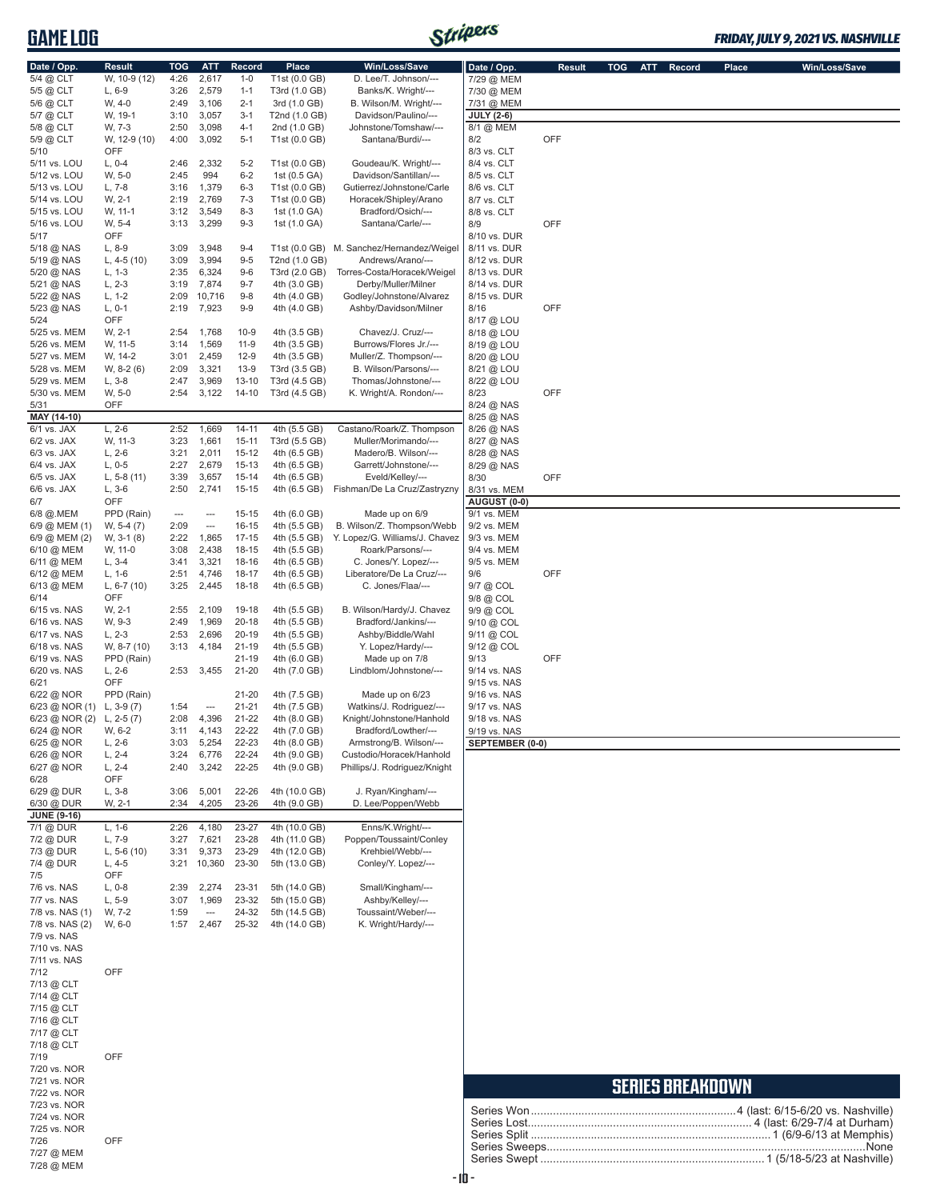# GAME LOG

| Date / Opp. | Result | TOG | ATT | Record | Place | Win/Loss/Save |
|---|---|---|---|---|---|---|
| 5/4 @ CLT | W, 10-9 (12) | 4:26 | 2,617 | 1-0 | T1st (0.0 GB) | D. Lee/T. Johnson/--- |
| 5/5 @ CLT | L, 6-9 | 3:26 | 2,579 | 1-1 | T3rd (1.0 GB) | Banks/K. Wright/--- |
| 5/6 @ CLT | W, 4-0 | 2:49 | 3,106 | 2-1 | 3rd (1.0 GB) | B. Wilson/M. Wright/--- |
| 5/7 @ CLT | W, 19-1 | 3:10 | 3,057 | 3-1 | T2nd (1.0 GB) | Davidson/Paulino/--- |
| 5/8 @ CLT | W, 7-3 | 2:50 | 3,098 | 4-1 | 2nd (1.0 GB) | Johnstone/Tomshaw/--- |
| 5/9 @ CLT | W, 12-9 (10) | 4:00 | 3,092 | 5-1 | T1st (0.0 GB) | Santana/Burdi/--- |
| 5/10 | OFF | | | | | |
| 5/11 vs. LOU | L, 0-4 | 2:46 | 2,332 | 5-2 | T1st (0.0 GB) | Goudeau/K. Wright/--- |
| 5/12 vs. LOU | W, 5-0 | 2:45 | 994 | 6-2 | 1st (0.5 GA) | Davidson/Santillan/--- |
| 5/13 vs. LOU | L, 7-8 | 3:16 | 1,379 | 6-3 | T1st (0.0 GB) | Gutierrez/Johnstone/Carle |
| 5/14 vs. LOU | W, 2-1 | 2:19 | 2,769 | 7-3 | T1st (0.0 GB) | Horacek/Shipley/Arano |
| 5/15 vs. LOU | W, 11-1 | 3:12 | 3,549 | 8-3 | 1st (1.0 GA) | Bradford/Osich/--- |
| 5/16 vs. LOU | W, 5-4 | 3:13 | 3,299 | 9-3 | 1st (1.0 GA) | Santana/Carle/--- |
| 5/17 | OFF | | | | | |
| 5/18 @ NAS | L, 8-9 | 3:09 | 3,948 | 9-4 | T1st (0.0 GB) | M. Sanchez/Hernandez/Weigel |
| 5/19 @ NAS | L, 4-5 (10) | 3:09 | 3,994 | 9-5 | T2nd (1.0 GB) | Andrews/Arano/--- |
| 5/20 @ NAS | L, 1-3 | 2:35 | 6,324 | 9-6 | T3rd (2.0 GB) | Torres-Costa/Horacek/Weigel |
| 5/21 @ NAS | L, 2-3 | 3:19 | 7,874 | 9-7 | 4th (3.0 GB) | Derby/Muller/Milner |
| 5/22 @ NAS | L, 1-2 | 2:09 | 10,716 | 9-8 | 4th (4.0 GB) | Godley/Johnstone/Alvarez |
| 5/23 @ NAS | L, 0-1 | 2:19 | 7,923 | 9-9 | 4th (4.0 GB) | Ashby/Davidson/Milner |
| 5/24 | OFF | | | | | |
| 5/25 vs. MEM | W, 2-1 | 2:54 | 1,768 | 10-9 | 4th (3.5 GB) | Chavez/J. Cruz/--- |
| 5/26 vs. MEM | W, 11-5 | 3:14 | 1,569 | 11-9 | 4th (3.5 GB) | Burrows/Flores Jr./--- |
| 5/27 vs. MEM | W, 14-2 | 3:01 | 2,459 | 12-9 | 4th (3.5 GB) | Muller/Z. Thompson/--- |
| 5/28 vs. MEM | W, 8-2 (6) | 2:09 | 3,321 | 13-9 | T3rd (3.5 GB) | B. Wilson/Parsons/--- |
| 5/29 vs. MEM | L, 3-8 | 2:47 | 3,969 | 13-10 | T3rd (4.5 GB) | Thomas/Johnstone/--- |
| 5/30 vs. MEM | W, 5-0 | 2:54 | 3,122 | 14-10 | T3rd (4.5 GB) | K. Wright/A. Rondon/--- |
| 5/31 | OFF | | | | | |
| **MAY (14-10)** | | | | | | |
| 6/1 vs. JAX | L, 2-6 | 2:52 | 1,669 | 14-11 | 4th (5.5 GB) | Castano/Roark/Z. Thompson |
| 6/2 vs. JAX | W, 11-3 | 3:23 | 1,661 | 15-11 | T3rd (5.5 GB) | Muller/Morimando/--- |
| 6/3 vs. JAX | L, 2-6 | 3:21 | 2,011 | 15-12 | 4th (6.5 GB) | Madero/B. Wilson/--- |
| 6/4 vs. JAX | L, 0-5 | 2:27 | 2,679 | 15-13 | 4th (6.5 GB) | Garrett/Johnstone/--- |
| 6/5 vs. JAX | L, 5-8 (11) | 3:39 | 3,657 | 15-14 | 4th (6.5 GB) | Eveld/Kelley/--- |
| 6/6 vs. JAX | L, 3-6 | 2:50 | 2,741 | 15-15 | 4th (6.5 GB) | Fishman/De La Cruz/Zastryzny |
| 6/7 | OFF | | | | | |
| 6/8 @ MEM | PPD (Rain) | --- | --- | 15-15 | 4th (6.0 GB) | Made up on 6/9 |
| 6/9 @ MEM (1) | W, 5-4 (7) | 2:09 | --- | 16-15 | 4th (5.5 GB) | B. Wilson/Z. Thompson/Webb |
| 6/9 @ MEM (2) | W, 3-1 (8) | 2:22 | 1,865 | 17-15 | 4th (5.5 GB) | Y. Lopez/G. Williams/J. Chavez |
| 6/10 @ MEM | W, 11-0 | 3:08 | 2,438 | 18-15 | 4th (5.5 GB) | Roark/Parsons/--- |
| 6/11 @ MEM | L, 3-4 | 3:41 | 3,321 | 18-16 | 4th (6.5 GB) | C. Jones/Y. Lopez/--- |
| 6/12 @ MEM | L, 1-6 | 2:51 | 4,746 | 18-17 | 4th (6.5 GB) | Liberatore/De La Cruz/--- |
| 6/13 @ MEM | L, 6-7 (10) | 3:25 | 2,445 | 18-18 | 4th (6.5 GB) | C. Jones/Flaa/--- |
| 6/14 | OFF | | | | | |
| 6/15 vs. NAS | W, 2-1 | 2:55 | 2,109 | 19-18 | 4th (5.5 GB) | B. Wilson/Hardy/J. Chavez |
| 6/16 vs. NAS | W, 9-3 | 2:49 | 1,969 | 20-18 | 4th (5.5 GB) | Bradford/Jankins/--- |
| 6/17 vs. NAS | L, 2-3 | 2:53 | 2,696 | 20-19 | 4th (5.5 GB) | Ashby/Biddle/Wahl |
| 6/18 vs. NAS | W, 8-7 (10) | 3:13 | 4,184 | 21-19 | 4th (5.5 GB) | Y. Lopez/Hardy/--- |
| 6/19 vs. NAS | PPD (Rain) | | | 21-19 | 4th (6.0 GB) | Made up on 7/8 |
| 6/20 vs. NAS | L, 2-6 | 2:53 | 3,455 | 21-20 | 4th (7.0 GB) | Lindblom/Johnstone/--- |
| 6/21 | OFF | | | | | |
| 6/22 @ NOR | PPD (Rain) | | | 21-20 | 4th (7.5 GB) | Made up on 6/23 |
| 6/23 @ NOR (1) | L, 3-9 (7) | 1:54 | --- | 21-21 | 4th (7.5 GB) | Watkins/J. Rodriguez/--- |
| 6/23 @ NOR (2) | L, 2-5 (7) | 2:08 | 4,396 | 21-22 | 4th (8.0 GB) | Knight/Johnstone/Hanhold |
| 6/24 @ NOR | W, 6-2 | 3:11 | 4,143 | 22-22 | 4th (7.0 GB) | Bradford/Lowther/--- |
| 6/25 @ NOR | L, 2-6 | 3:03 | 5,254 | 22-23 | 4th (8.0 GB) | Armstrong/B. Wilson/--- |
| 6/26 @ NOR | L, 2-4 | 3:24 | 6,776 | 22-24 | 4th (9.0 GB) | Custodio/Horacek/Hanhold |
| 6/27 @ NOR | L, 2-4 | 2:40 | 3,242 | 22-25 | 4th (9.0 GB) | Phillips/J. Rodriguez/Knight |
| 6/28 | OFF | | | | | |
| 6/29 @ DUR | L, 3-8 | 3:06 | 5,001 | 22-26 | 4th (10.0 GB) | J. Ryan/Kingham/--- |
| 6/30 @ DUR | W, 2-1 | 2:34 | 4,205 | 23-26 | 4th (9.0 GB) | D. Lee/Poppen/Webb |
| **JUNE (9-16)** | | | | | | |
| 7/1 @ DUR | L, 1-6 | 2:26 | 4,180 | 23-27 | 4th (10.0 GB) | Enns/K.Wright/--- |
| 7/2 @ DUR | L, 7-9 | 3:27 | 7,621 | 23-28 | 4th (11.0 GB) | Poppen/Toussaint/Conley |
| 7/3 @ DUR | L, 5-6 (10) | 3:31 | 9,373 | 23-29 | 4th (12.0 GB) | Krehbiel/Webb/--- |
| 7/4 @ DUR | L, 4-5 | 3:21 | 10,360 | 23-30 | 5th (13.0 GB) | Conley/Y. Lopez/--- |
| 7/5 | OFF | | | | | |
| 7/6 vs. NAS | L, 0-8 | 2:39 | 2,274 | 23-31 | 5th (14.0 GB) | Small/Kingham/--- |
| 7/7 vs. NAS | L, 5-9 | 3:07 | 1,969 | 23-32 | 5th (15.0 GB) | Ashby/Kelley/--- |
| 7/8 vs. NAS (1) | W, 7-2 | 1:59 | --- | 24-32 | 5th (14.5 GB) | Toussaint/Weber/--- |
| 7/8 vs. NAS (2) | W, 6-0 | 1:57 | 2,467 | 25-32 | 4th (14.0 GB) | K. Wright/Hardy/--- |
| 7/9 vs. NAS | | | | | | |
| 7/10 vs. NAS | | | | | | |
| 7/11 vs. NAS | | | | | | |
| 7/12 | OFF | | | | | |
| 7/13 @ CLT | | | | | | |
| 7/14 @ CLT | | | | | | |
| 7/15 @ CLT | | | | | | |
| 7/16 @ CLT | | | | | | |
| 7/17 @ CLT | | | | | | |
| 7/18 @ CLT | | | | | | |
| 7/19 | OFF | | | | | |
| 7/20 vs. NOR | | | | | | |
| 7/21 vs. NOR | | | | | | |
| 7/22 vs. NOR | | | | | | |
| 7/23 vs. NOR | | | | | | |
| 7/24 vs. NOR | | | | | | |
| 7/25 vs. NOR | | | | | | |
| 7/26 | OFF | | | | | |
| 7/27 @ MEM | | | | | | |
| 7/28 @ MEM | | | | | | |
| 7/29 @ MEM | | | | | | |
| 7/30 @ MEM | | | | | | |
| 7/31 @ MEM | | | | | | |
| **JULY (2-6)** | | | | | | |
| 8/1 @ MEM | | | | | | |
| 8/2 | OFF | | | | | |
| 8/3 vs. CLT | | | | | | |
| 8/4 vs. CLT | | | | | | |
| 8/5 vs. CLT | | | | | | |
| 8/6 vs. CLT | | | | | | |
| 8/7 vs. CLT | | | | | | |
| 8/8 vs. CLT | | | | | | |
| 8/9 | OFF | | | | | |
| 8/10 vs. DUR | | | | | | |
| 8/11 vs. DUR | | | | | | |
| 8/12 vs. DUR | | | | | | |
| 8/13 vs. DUR | | | | | | |
| 8/14 vs. DUR | | | | | | |
| 8/15 vs. DUR | | | | | | |
| 8/16 | OFF | | | | | |
| 8/17 @ LOU | | | | | | |
| 8/18 @ LOU | | | | | | |
| 8/19 @ LOU | | | | | | |
| 8/20 @ LOU | | | | | | |
| 8/21 @ LOU | | | | | | |
| 8/22 @ LOU | | | | | | |
| 8/23 | OFF | | | | | |
| 8/24 @ NAS | | | | | | |
| 8/25 @ NAS | | | | | | |
| 8/26 @ NAS | | | | | | |
| 8/27 @ NAS | | | | | | |
| 8/28 @ NAS | | | | | | |
| 8/29 @ NAS | | | | | | |
| 8/30 | OFF | | | | | |
| 8/31 vs. MEM | | | | | | |
| **AUGUST (0-0)** | | | | | | |
| 9/1 vs. MEM | | | | | | |
| 9/2 vs. MEM | | | | | | |
| 9/3 vs. MEM | | | | | | |
| 9/4 vs. MEM | | | | | | |
| 9/5 vs. MEM | | | | | | |
| 9/6 | OFF | | | | | |
| 9/7 @ COL | | | | | | |
| 9/8 @ COL | | | | | | |
| 9/9 @ COL | | | | | | |
| 9/10 @ COL | | | | | | |
| 9/11 @ COL | | | | | | |
| 9/12 @ COL | | | | | | |
| 9/13 | OFF | | | | | |
| 9/14 vs. NAS | | | | | | |
| 9/15 vs. NAS | | | | | | |
| 9/16 vs. NAS | | | | | | |
| 9/17 vs. NAS | | | | | | |
| 9/18 vs. NAS | | | | | | |
| 9/19 vs. NAS | | | | | | |
| **SEPTEMBER (0-0)** | | | | | | |

## SERIES BREAKDOWN

Series Won....................4 (last: 6/15-6/20 vs. Nashville)
Series Lost....................4 (last: 6/29-7/4 at Durham)
Series Split....................1 (6/9-6/13 at Memphis)
Series Sweeps....................None
Series Swept....................1 (5/18-5/23 at Nashville)